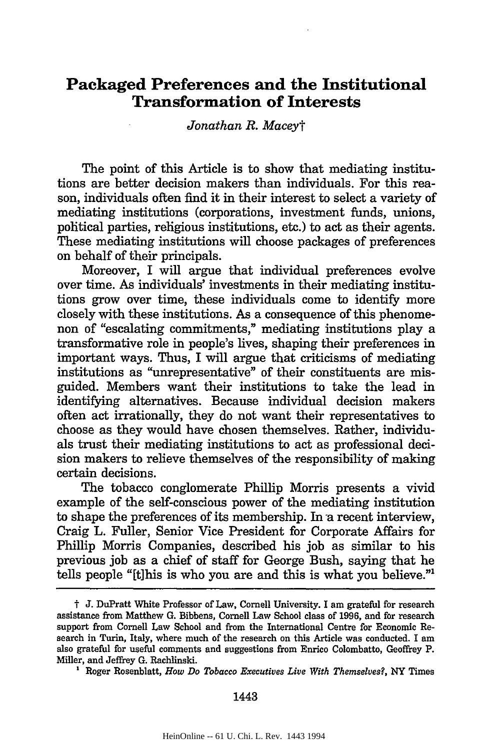# Packaged Preferences and the Institutional Transformation of Interests

*Jonathan R. Macey*†

The point of this Article is to show that mediating institutions are better decision makers than individuals. For this reason, individuals often find it in their interest to select a variety of mediating institutions (corporations, investment funds, unions, political parties, religious institutions, etc.) to act as their agents. These mediating institutions will choose packages of preferences on behalf of their principals.

Moreover, I will argue that individual preferences evolve over time. As individuals' investments in their mediating institutions grow over time, these individuals come to identify more closely with these institutions. As a consequence of this phenomenon of "escalating commitments," mediating institutions play a transformative role in people's lives, shaping their preferences in important ways. Thus, I will argue that criticisms of mediating institutions as "unrepresentative" of their constituents are misguided. Members want their institutions to take the lead in identifying alternatives. Because individual decision makers often act irrationally, they do not want their representatives to choose as they would have chosen themselves. Rather, individuals trust their mediating institutions to act as professional decision makers to relieve themselves of the responsibility of making certain decisions.

The tobacco conglomerate Phillip Morris presents a vivid example of the self-conscious power of the mediating institution to shape the preferences of its membership. In a recent interview, Craig L. Fuller, Senior Vice President for Corporate Affairs for Phillip Morris Companies, described his job as similar to his previous job as a chief of staff for George Bush, saying that he tells people "[t]his is who you are and this is what you believe."[1]

---

† J. DuPratt White Professor of Law, Cornell University. I am grateful for research assistance from Matthew G. Bibbens, Cornell Law School class of 1996, and for research support from Cornell Law School and from the International Centre for Economic Research in Turin, Italy, where much of the research on this Article was conducted. I am also grateful for useful comments and suggestions from Enrico Colombatto, Geoffrey P. Miller, and Jeffrey G. Rachlinski.

[1] Roger Rosenblatt, *How Do Tobacco Executives Live With Themselves?*, NY Times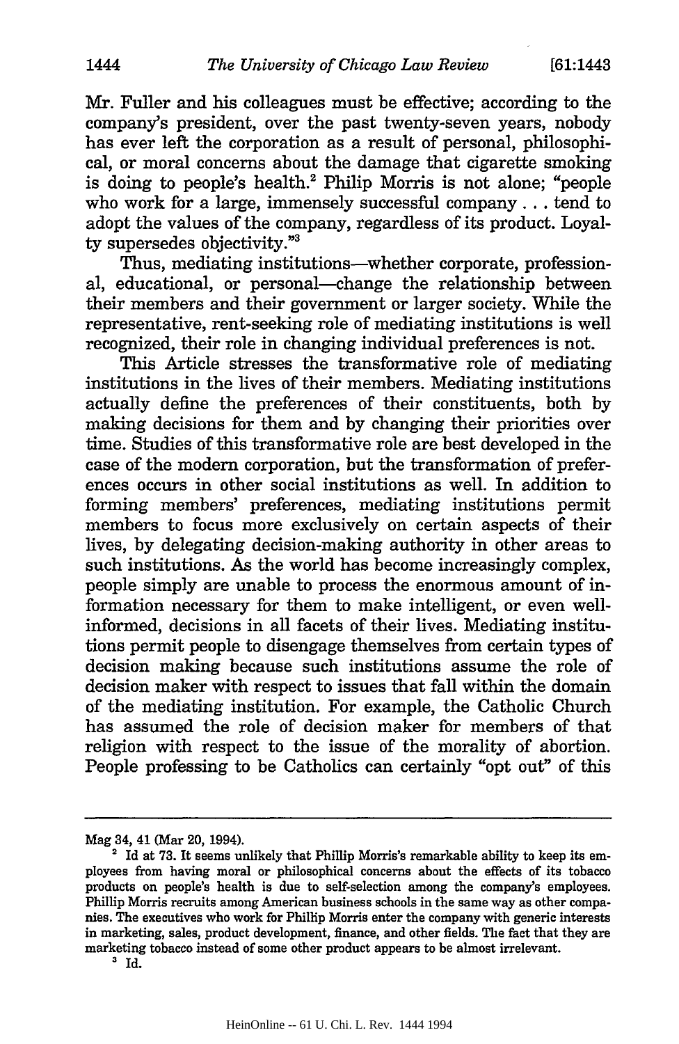Mr. Fuller and his colleagues must be effective; according to the company's president, over the past twenty-seven years, nobody has ever left the corporation as a result of personal, philosophical, or moral concerns about the damage that cigarette smoking is doing to people's health.[2] Philip Morris is not alone; "people who work for a large, immensely successful company . . . tend to adopt the values of the company, regardless of its product. Loyalty supersedes objectivity."[3]

Thus, mediating institutions—whether corporate, professional, educational, or personal—change the relationship between their members and their government or larger society. While the representative, rent-seeking role of mediating institutions is well recognized, their role in changing individual preferences is not.

This Article stresses the transformative role of mediating institutions in the lives of their members. Mediating institutions actually define the preferences of their constituents, both by making decisions for them and by changing their priorities over time. Studies of this transformative role are best developed in the case of the modern corporation, but the transformation of preferences occurs in other social institutions as well. In addition to forming members' preferences, mediating institutions permit members to focus more exclusively on certain aspects of their lives, by delegating decision-making authority in other areas to such institutions. As the world has become increasingly complex, people simply are unable to process the enormous amount of information necessary for them to make intelligent, or even well-informed, decisions in all facets of their lives. Mediating institutions permit people to disengage themselves from certain types of decision making because such institutions assume the role of decision maker with respect to issues that fall within the domain of the mediating institution. For example, the Catholic Church has assumed the role of decision maker for members of that religion with respect to the issue of the morality of abortion. People professing to be Catholics can certainly "opt out" of this

---

Mag 34, 41 (Mar 20, 1994).

[2] Id at 73. It seems unlikely that Phillip Morris's remarkable ability to keep its employees from having moral or philosophical concerns about the effects of its tobacco products on people's health is due to self-selection among the company's employees. Phillip Morris recruits among American business schools in the same way as other companies. The executives who work for Phillip Morris enter the company with generic interests in marketing, sales, product development, finance, and other fields. The fact that they are marketing tobacco instead of some other product appears to be almost irrelevant.

[3] Id.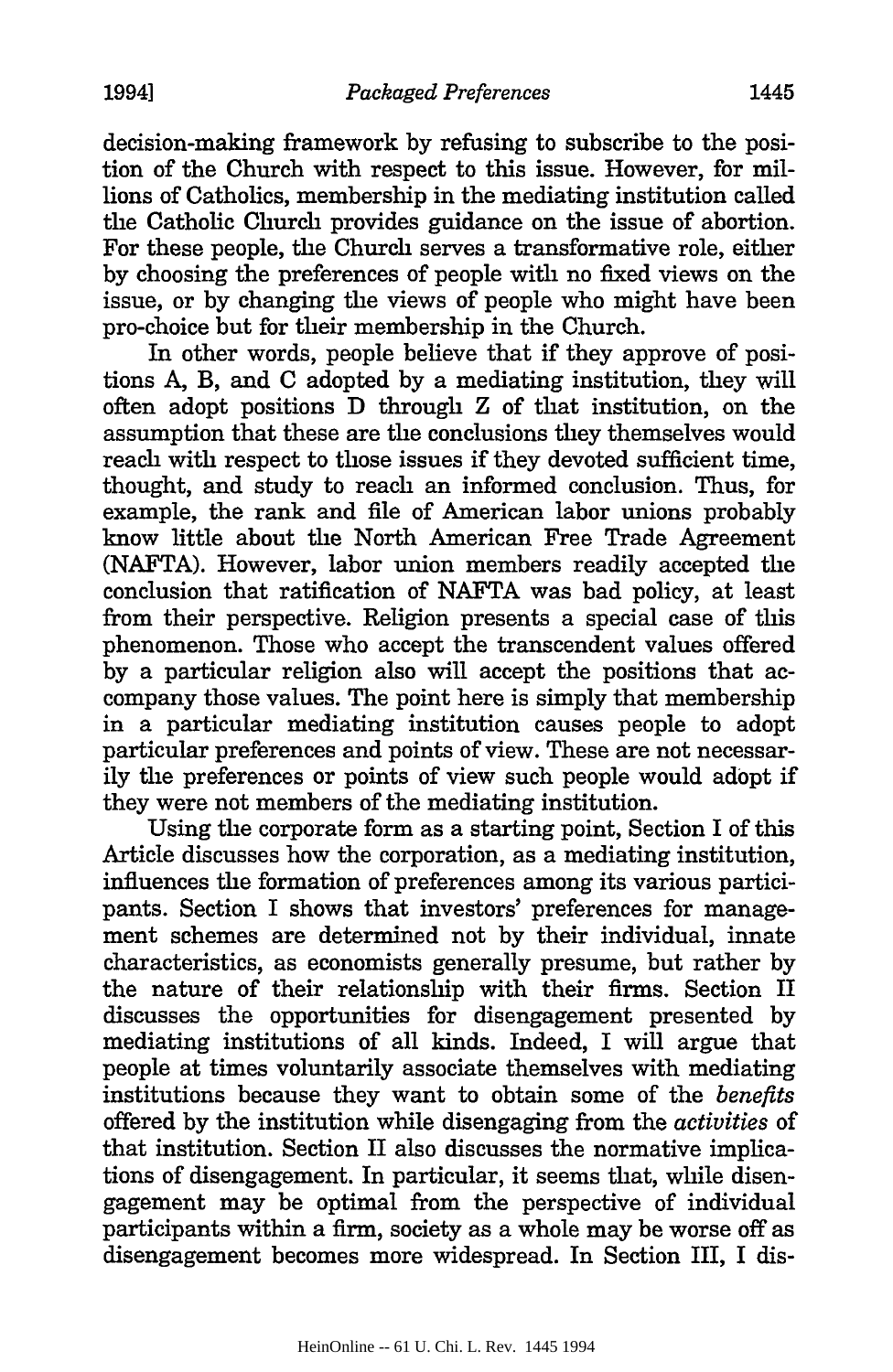decision-making framework by refusing to subscribe to the position of the Church with respect to this issue. However, for millions of Catholics, membership in the mediating institution called the Catholic Church provides guidance on the issue of abortion. For these people, the Church serves a transformative role, either by choosing the preferences of people with no fixed views on the issue, or by changing the views of people who might have been pro-choice but for their membership in the Church.

In other words, people believe that if they approve of positions A, B, and C adopted by a mediating institution, they will often adopt positions D through Z of that institution, on the assumption that these are the conclusions they themselves would reach with respect to those issues if they devoted sufficient time, thought, and study to reach an informed conclusion. Thus, for example, the rank and file of American labor unions probably know little about the North American Free Trade Agreement (NAFTA). However, labor union members readily accepted the conclusion that ratification of NAFTA was bad policy, at least from their perspective. Religion presents a special case of this phenomenon. Those who accept the transcendent values offered by a particular religion also will accept the positions that accompany those values. The point here is simply that membership in a particular mediating institution causes people to adopt particular preferences and points of view. These are not necessarily the preferences or points of view such people would adopt if they were not members of the mediating institution.

Using the corporate form as a starting point, Section I of this Article discusses how the corporation, as a mediating institution, influences the formation of preferences among its various participants. Section I shows that investors' preferences for management schemes are determined not by their individual, innate characteristics, as economists generally presume, but rather by the nature of their relationship with their firms. Section II discusses the opportunities for disengagement presented by mediating institutions of all kinds. Indeed, I will argue that people at times voluntarily associate themselves with mediating institutions because they want to obtain some of the *benefits* offered by the institution while disengaging from the *activities* of that institution. Section II also discusses the normative implications of disengagement. In particular, it seems that, while disengagement may be optimal from the perspective of individual participants within a firm, society as a whole may be worse off as disengagement becomes more widespread. In Section III, I dis-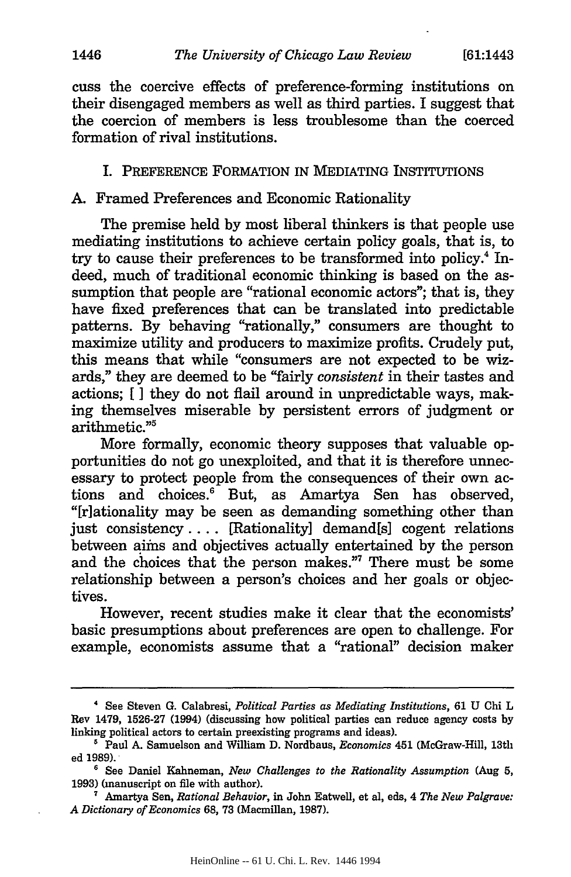cuss the coercive effects of preference-forming institutions on their disengaged members as well as third parties. I suggest that the coercion of members is less troublesome than the coerced formation of rival institutions.

## I. Preference Formation in Mediating Institutions

### A. Framed Preferences and Economic Rationality

The premise held by most liberal thinkers is that people use mediating institutions to achieve certain policy goals, that is, to try to cause their preferences to be transformed into policy.[4] Indeed, much of traditional economic thinking is based on the assumption that people are "rational economic actors"; that is, they have fixed preferences that can be translated into predictable patterns. By behaving "rationally," consumers are thought to maximize utility and producers to maximize profits. Crudely put, this means that while "consumers are not expected to be wizards," they are deemed to be "fairly *consistent* in their tastes and actions; [ ] they do not flail around in unpredictable ways, making themselves miserable by persistent errors of judgment or arithmetic."[5]

More formally, economic theory supposes that valuable opportunities do not go unexploited, and that it is therefore unnecessary to protect people from the consequences of their own actions and choices.[6] But, as Amartya Sen has observed, "[r]ationality may be seen as demanding something other than just consistency . . . . [Rationality] demand[s] cogent relations between aims and objectives actually entertained by the person and the choices that the person makes."[7] There must be some relationship between a person's choices and her goals or objectives.

However, recent studies make it clear that the economists' basic presumptions about preferences are open to challenge. For example, economists assume that a "rational" decision maker

---

[4] See Steven G. Calabresi, *Political Parties as Mediating Institutions*, 61 U Chi L Rev 1479, 1526-27 (1994) (discussing how political parties can reduce agency costs by linking political actors to certain preexisting programs and ideas).

[5] Paul A. Samuelson and William D. Nordhaus, *Economics* 451 (McGraw-Hill, 13th ed 1989).

[6] See Daniel Kahneman, *New Challenges to the Rationality Assumption* (Aug 5, 1993) (manuscript on file with author).

[7] Amartya Sen, *Rational Behavior*, in John Eatwell, et al, eds, 4 *The New Palgrave: A Dictionary of Economics* 68, 73 (Macmillan, 1987).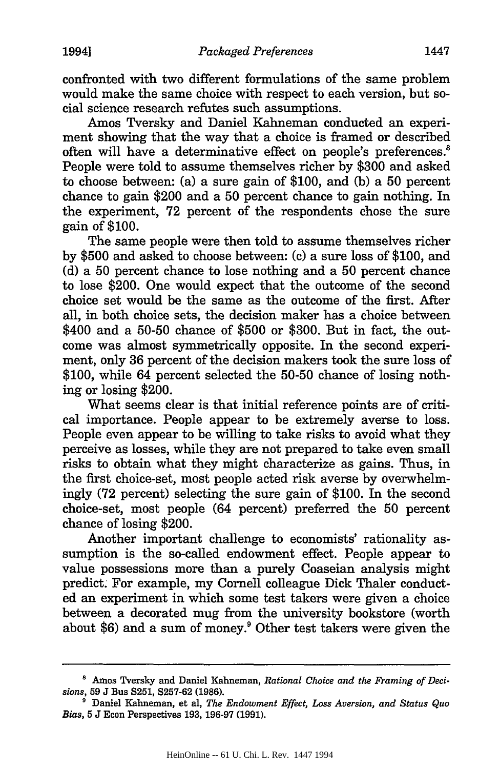confronted with two different formulations of the same problem would make the same choice with respect to each version, but social science research refutes such assumptions.

Amos Tversky and Daniel Kahneman conducted an experiment showing that the way that a choice is framed or described often will have a determinative effect on people's preferences.[8] People were told to assume themselves richer by \$300 and asked to choose between: (a) a sure gain of \$100, and (b) a 50 percent chance to gain \$200 and a 50 percent chance to gain nothing. In the experiment, 72 percent of the respondents chose the sure gain of \$100.

The same people were then told to assume themselves richer by \$500 and asked to choose between: (c) a sure loss of \$100, and (d) a 50 percent chance to lose nothing and a 50 percent chance to lose \$200. One would expect that the outcome of the second choice set would be the same as the outcome of the first. After all, in both choice sets, the decision maker has a choice between \$400 and a 50-50 chance of \$500 or \$300. But in fact, the outcome was almost symmetrically opposite. In the second experiment, only 36 percent of the decision makers took the sure loss of \$100, while 64 percent selected the 50-50 chance of losing nothing or losing \$200.

What seems clear is that initial reference points are of critical importance. People appear to be extremely averse to loss. People even appear to be willing to take risks to avoid what they perceive as losses, while they are not prepared to take even small risks to obtain what they might characterize as gains. Thus, in the first choice-set, most people acted risk averse by overwhelmingly (72 percent) selecting the sure gain of \$100. In the second choice-set, most people (64 percent) preferred the 50 percent chance of losing \$200.

Another important challenge to economists' rationality assumption is the so-called endowment effect. People appear to value possessions more than a purely Coaseian analysis might predict. For example, my Cornell colleague Dick Thaler conducted an experiment in which some test takers were given a choice between a decorated mug from the university bookstore (worth about \$6) and a sum of money.[9] Other test takers were given the

---

[8] Amos Tversky and Daniel Kahneman, *Rational Choice and the Framing of Decisions*, 59 J Bus S251, S257-62 (1986).

[9] Daniel Kahneman, et al, *The Endowment Effect, Loss Aversion, and Status Quo Bias*, 5 J Econ Perspectives 193, 196-97 (1991).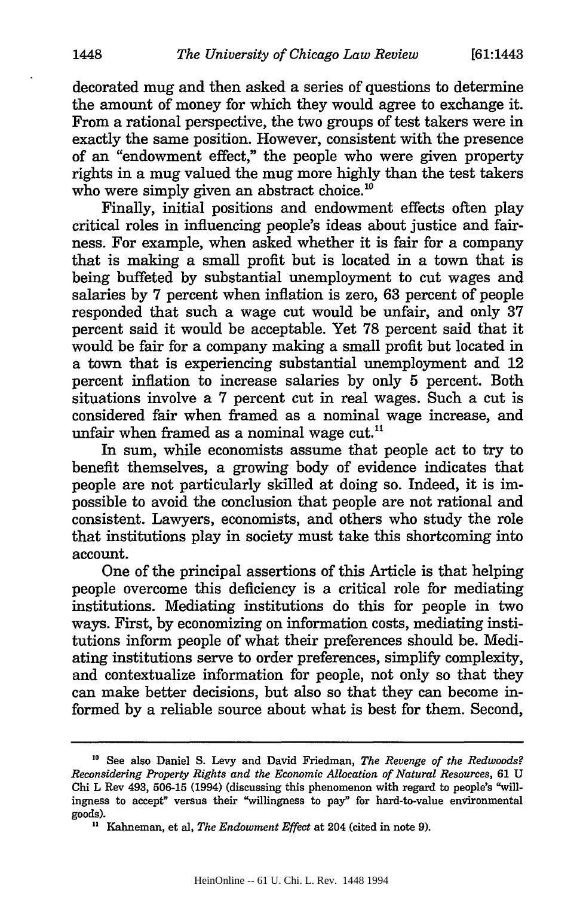decorated mug and then asked a series of questions to determine the amount of money for which they would agree to exchange it. From a rational perspective, the two groups of test takers were in exactly the same position. However, consistent with the presence of an "endowment effect," the people who were given property rights in a mug valued the mug more highly than the test takers who were simply given an abstract choice.[10]

Finally, initial positions and endowment effects often play critical roles in influencing people's ideas about justice and fairness. For example, when asked whether it is fair for a company that is making a small profit but is located in a town that is being buffeted by substantial unemployment to cut wages and salaries by 7 percent when inflation is zero, 63 percent of people responded that such a wage cut would be unfair, and only 37 percent said it would be acceptable. Yet 78 percent said that it would be fair for a company making a small profit but located in a town that is experiencing substantial unemployment and 12 percent inflation to increase salaries by only 5 percent. Both situations involve a 7 percent cut in real wages. Such a cut is considered fair when framed as a nominal wage increase, and unfair when framed as a nominal wage cut.[11]

In sum, while economists assume that people act to try to benefit themselves, a growing body of evidence indicates that people are not particularly skilled at doing so. Indeed, it is impossible to avoid the conclusion that people are not rational and consistent. Lawyers, economists, and others who study the role that institutions play in society must take this shortcoming into account.

One of the principal assertions of this Article is that helping people overcome this deficiency is a critical role for mediating institutions. Mediating institutions do this for people in two ways. First, by economizing on information costs, mediating institutions inform people of what their preferences should be. Mediating institutions serve to order preferences, simplify complexity, and contextualize information for people, not only so that they can make better decisions, but also so that they can become informed by a reliable source about what is best for them. Second,

---

[10] See also Daniel S. Levy and David Friedman, *The Revenge of the Redwoods? Reconsidering Property Rights and the Economic Allocation of Natural Resources*, 61 U Chi L Rev 493, 506-15 (1994) (discussing this phenomenon with regard to people's "willingness to accept" versus their "willingness to pay" for hard-to-value environmental goods).

[11] Kahneman, et al, *The Endowment Effect* at 204 (cited in note 9).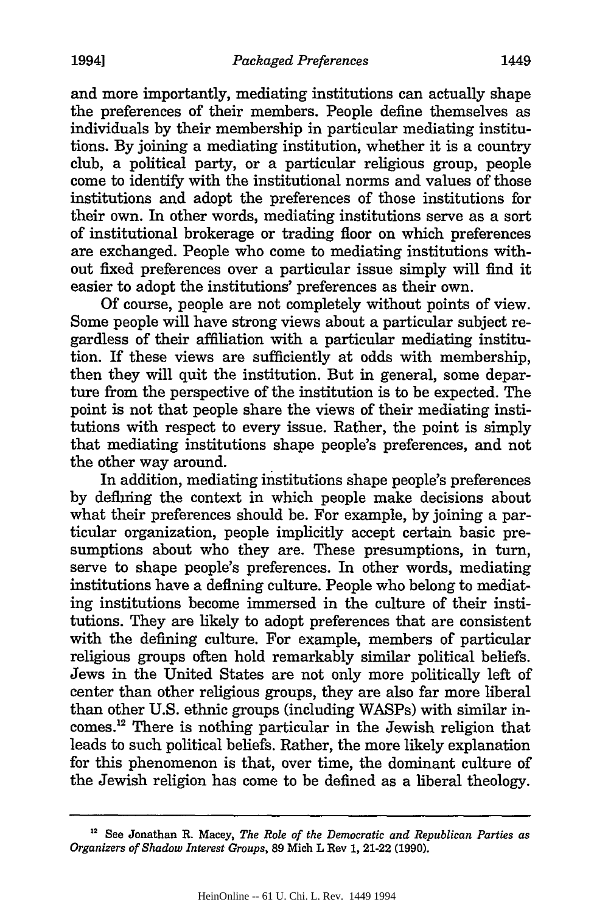and more importantly, mediating institutions can actually shape the preferences of their members. People define themselves as individuals by their membership in particular mediating institutions. By joining a mediating institution, whether it is a country club, a political party, or a particular religious group, people come to identify with the institutional norms and values of those institutions and adopt the preferences of those institutions for their own. In other words, mediating institutions serve as a sort of institutional brokerage or trading floor on which preferences are exchanged. People who come to mediating institutions without fixed preferences over a particular issue simply will find it easier to adopt the institutions' preferences as their own.

Of course, people are not completely without points of view. Some people will have strong views about a particular subject regardless of their affiliation with a particular mediating institution. If these views are sufficiently at odds with membership, then they will quit the institution. But in general, some departure from the perspective of the institution is to be expected. The point is not that people share the views of their mediating institutions with respect to every issue. Rather, the point is simply that mediating institutions shape people's preferences, and not the other way around.

In addition, mediating institutions shape people's preferences by defining the context in which people make decisions about what their preferences should be. For example, by joining a particular organization, people implicitly accept certain basic presumptions about who they are. These presumptions, in turn, serve to shape people's preferences. In other words, mediating institutions have a defining culture. People who belong to mediating institutions become immersed in the culture of their institutions. They are likely to adopt preferences that are consistent with the defining culture. For example, members of particular religious groups often hold remarkably similar political beliefs. Jews in the United States are not only more politically left of center than other religious groups, they are also far more liberal than other U.S. ethnic groups (including WASPs) with similar incomes.[12] There is nothing particular in the Jewish religion that leads to such political beliefs. Rather, the more likely explanation for this phenomenon is that, over time, the dominant culture of the Jewish religion has come to be defined as a liberal theology.

---

[12] See Jonathan R. Macey, *The Role of the Democratic and Republican Parties as Organizers of Shadow Interest Groups*, 89 Mich L Rev 1, 21-22 (1990).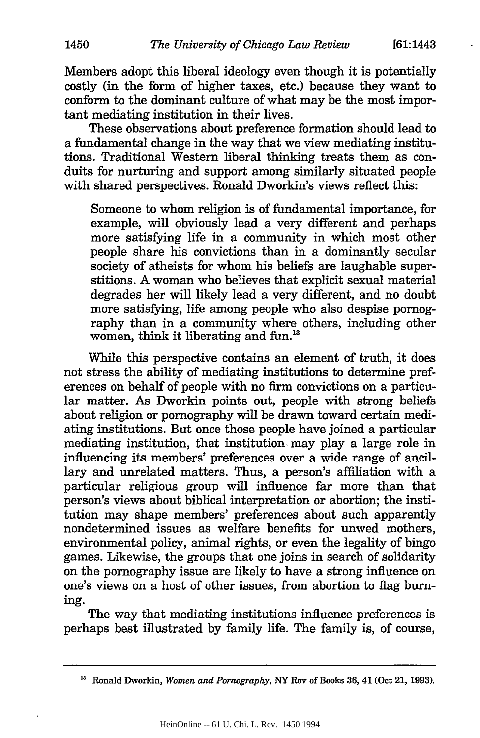Members adopt this liberal ideology even though it is potentially costly (in the form of higher taxes, etc.) because they want to conform to the dominant culture of what may be the most important mediating institution in their lives.

These observations about preference formation should lead to a fundamental change in the way that we view mediating institutions. Traditional Western liberal thinking treats them as conduits for nurturing and support among similarly situated people with shared perspectives. Ronald Dworkin's views reflect this:

> Someone to whom religion is of fundamental importance, for example, will obviously lead a very different and perhaps more satisfying life in a community in which most other people share his convictions than in a dominantly secular society of atheists for whom his beliefs are laughable superstitions. A woman who believes that explicit sexual material degrades her will likely lead a very different, and no doubt more satisfying, life among people who also despise pornography than in a community where others, including other women, think it liberating and fun.[13]

While this perspective contains an element of truth, it does not stress the ability of mediating institutions to determine preferences on behalf of people with no firm convictions on a particular matter. As Dworkin points out, people with strong beliefs about religion or pornography will be drawn toward certain mediating institutions. But once those people have joined a particular mediating institution, that institution may play a large role in influencing its members' preferences over a wide range of ancillary and unrelated matters. Thus, a person's affiliation with a particular religious group will influence far more than that person's views about biblical interpretation or abortion; the institution may shape members' preferences about such apparently nondetermined issues as welfare benefits for unwed mothers, environmental policy, animal rights, or even the legality of bingo games. Likewise, the groups that one joins in search of solidarity on the pornography issue are likely to have a strong influence on one's views on a host of other issues, from abortion to flag burning.

The way that mediating institutions influence preferences is perhaps best illustrated by family life. The family is, of course,

---

[13] Ronald Dworkin, *Women and Pornography*, NY Rev of Books 36, 41 (Oct 21, 1993).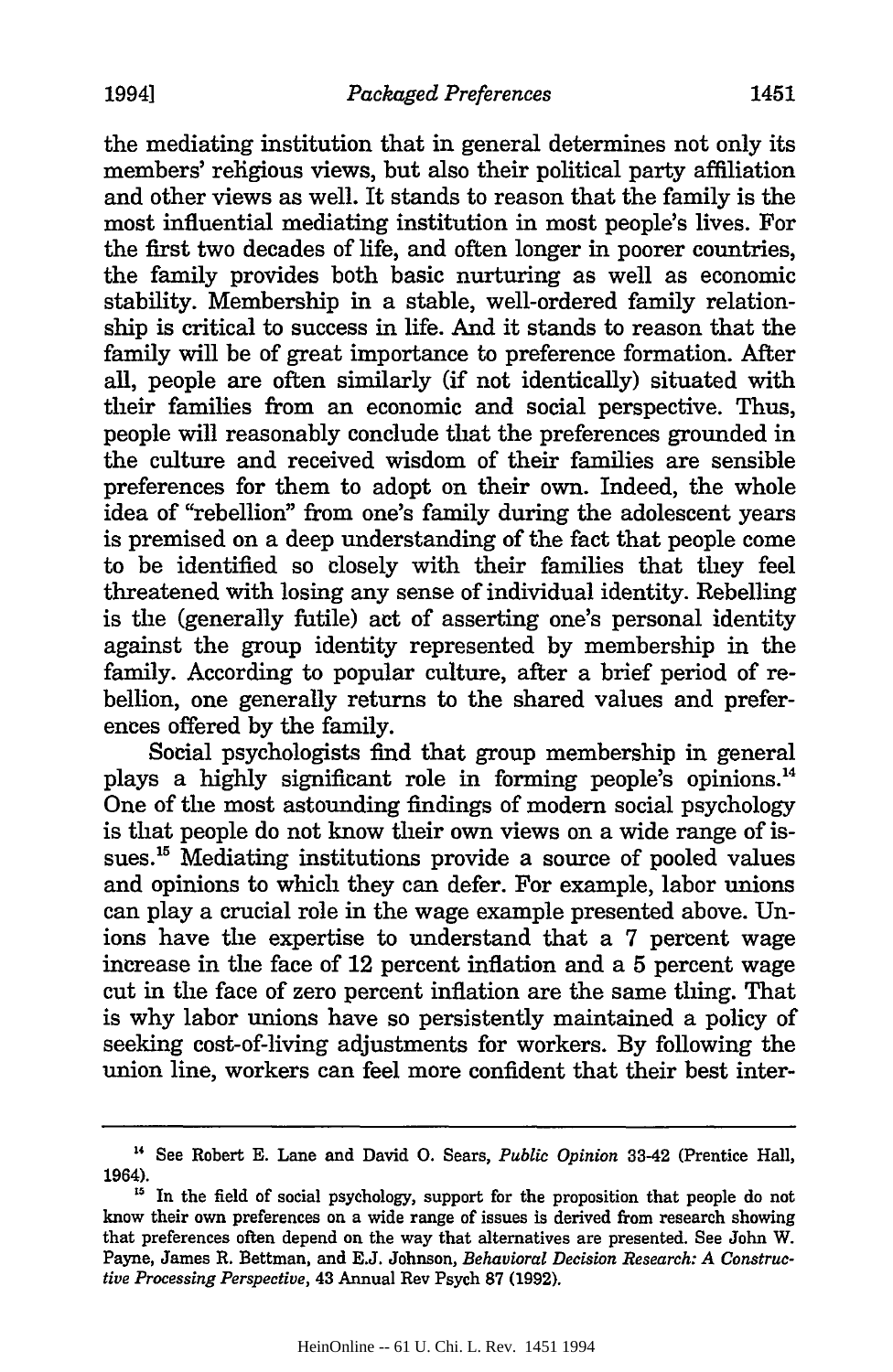the mediating institution that in general determines not only its members' religious views, but also their political party affiliation and other views as well. It stands to reason that the family is the most influential mediating institution in most people's lives. For the first two decades of life, and often longer in poorer countries, the family provides both basic nurturing as well as economic stability. Membership in a stable, well-ordered family relationship is critical to success in life. And it stands to reason that the family will be of great importance to preference formation. After all, people are often similarly (if not identically) situated with their families from an economic and social perspective. Thus, people will reasonably conclude that the preferences grounded in the culture and received wisdom of their families are sensible preferences for them to adopt on their own. Indeed, the whole idea of "rebellion" from one's family during the adolescent years is premised on a deep understanding of the fact that people come to be identified so closely with their families that they feel threatened with losing any sense of individual identity. Rebelling is the (generally futile) act of asserting one's personal identity against the group identity represented by membership in the family. According to popular culture, after a brief period of rebellion, one generally returns to the shared values and preferences offered by the family.

Social psychologists find that group membership in general plays a highly significant role in forming people's opinions.[14] One of the most astounding findings of modern social psychology is that people do not know their own views on a wide range of issues.[15] Mediating institutions provide a source of pooled values and opinions to which they can defer. For example, labor unions can play a crucial role in the wage example presented above. Unions have the expertise to understand that a 7 percent wage increase in the face of 12 percent inflation and a 5 percent wage cut in the face of zero percent inflation are the same thing. That is why labor unions have so persistently maintained a policy of seeking cost-of-living adjustments for workers. By following the union line, workers can feel more confident that their best inter-

---

[14] See Robert E. Lane and David O. Sears, *Public Opinion* 33-42 (Prentice Hall, 1964).

[15] In the field of social psychology, support for the proposition that people do not know their own preferences on a wide range of issues is derived from research showing that preferences often depend on the way that alternatives are presented. See John W. Payne, James R. Bettman, and E.J. Johnson, *Behavioral Decision Research: A Constructive Processing Perspective*, 43 Annual Rev Psych 87 (1992).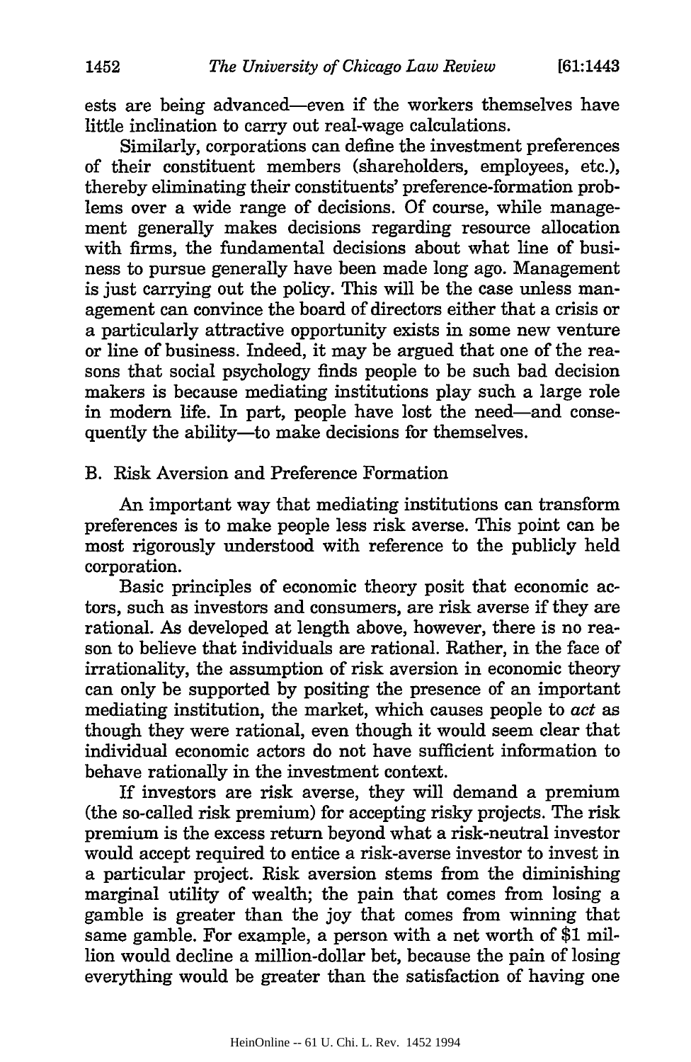ests are being advanced—even if the workers themselves have little inclination to carry out real-wage calculations.

Similarly, corporations can define the investment preferences of their constituent members (shareholders, employees, etc.), thereby eliminating their constituents' preference-formation problems over a wide range of decisions. Of course, while management generally makes decisions regarding resource allocation with firms, the fundamental decisions about what line of business to pursue generally have been made long ago. Management is just carrying out the policy. This will be the case unless management can convince the board of directors either that a crisis or a particularly attractive opportunity exists in some new venture or line of business. Indeed, it may be argued that one of the reasons that social psychology finds people to be such bad decision makers is because mediating institutions play such a large role in modern life. In part, people have lost the need—and consequently the ability—to make decisions for themselves.

### B. Risk Aversion and Preference Formation

An important way that mediating institutions can transform preferences is to make people less risk averse. This point can be most rigorously understood with reference to the publicly held corporation.

Basic principles of economic theory posit that economic actors, such as investors and consumers, are risk averse if they are rational. As developed at length above, however, there is no reason to believe that individuals are rational. Rather, in the face of irrationality, the assumption of risk aversion in economic theory can only be supported by positing the presence of an important mediating institution, the market, which causes people to *act* as though they were rational, even though it would seem clear that individual economic actors do not have sufficient information to behave rationally in the investment context.

If investors are risk averse, they will demand a premium (the so-called risk premium) for accepting risky projects. The risk premium is the excess return beyond what a risk-neutral investor would accept required to entice a risk-averse investor to invest in a particular project. Risk aversion stems from the diminishing marginal utility of wealth; the pain that comes from losing a gamble is greater than the joy that comes from winning that same gamble. For example, a person with a net worth of $1 million would decline a million-dollar bet, because the pain of losing everything would be greater than the satisfaction of having one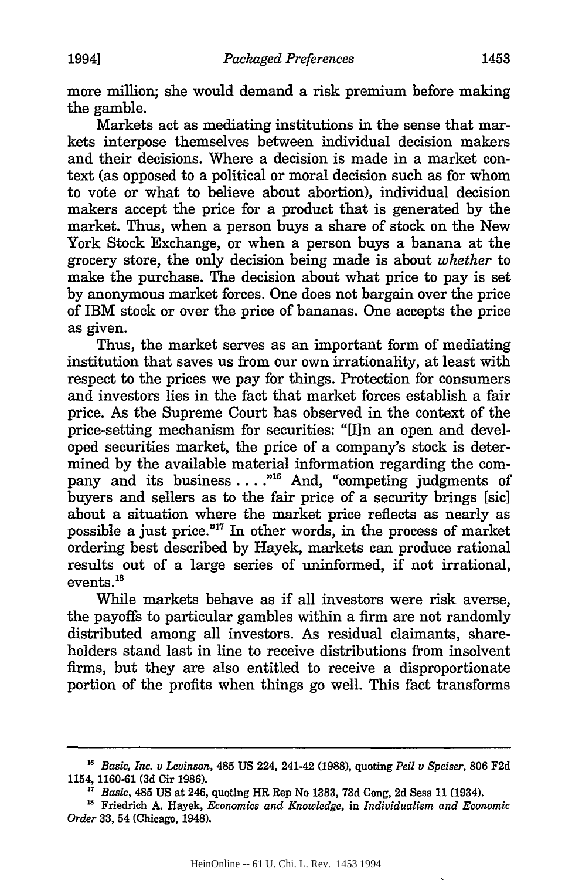more million; she would demand a risk premium before making the gamble.

Markets act as mediating institutions in the sense that markets interpose themselves between individual decision makers and their decisions. Where a decision is made in a market context (as opposed to a political or moral decision such as for whom to vote or what to believe about abortion), individual decision makers accept the price for a product that is generated by the market. Thus, when a person buys a share of stock on the New York Stock Exchange, or when a person buys a banana at the grocery store, the only decision being made is about *whether* to make the purchase. The decision about what price to pay is set by anonymous market forces. One does not bargain over the price of IBM stock or over the price of bananas. One accepts the price as given.

Thus, the market serves as an important form of mediating institution that saves us from our own irrationality, at least with respect to the prices we pay for things. Protection for consumers and investors lies in the fact that market forces establish a fair price. As the Supreme Court has observed in the context of the price-setting mechanism for securities: "[I]n an open and developed securities market, the price of a company's stock is determined by the available material information regarding the company and its business . . . ."[16] And, "competing judgments of buyers and sellers as to the fair price of a security brings [sic] about a situation where the market price reflects as nearly as possible a just price."[17] In other words, in the process of market ordering best described by Hayek, markets can produce rational results out of a large series of uninformed, if not irrational, events.[18]

While markets behave as if all investors were risk averse, the payoffs to particular gambles within a firm are not randomly distributed among all investors. As residual claimants, shareholders stand last in line to receive distributions from insolvent firms, but they are also entitled to receive a disproportionate portion of the profits when things go well. This fact transforms

---

[16] *Basic, Inc. v Levinson*, 485 US 224, 241-42 (1988), quoting *Peil v Speiser*, 806 F2d 1154, 1160-61 (3d Cir 1986).

[17] *Basic*, 485 US at 246, quoting HR Rep No 1383, 73d Cong, 2d Sess 11 (1934).

[18] Friedrich A. Hayek, *Economics and Knowledge*, in *Individualism and Economic Order* 33, 54 (Chicago, 1948).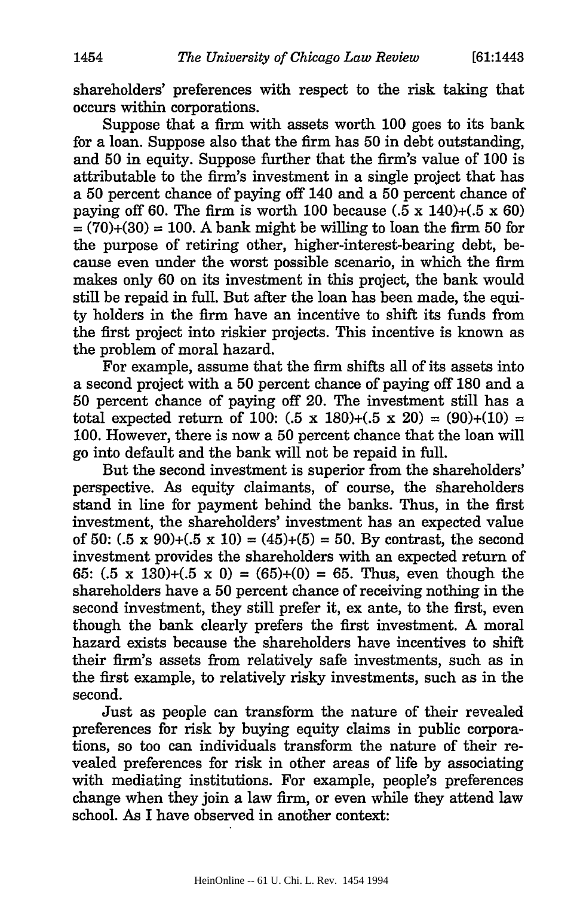shareholders' preferences with respect to the risk taking that occurs within corporations.

Suppose that a firm with assets worth 100 goes to its bank for a loan. Suppose also that the firm has 50 in debt outstanding, and 50 in equity. Suppose further that the firm's value of 100 is attributable to the firm's investment in a single project that has a 50 percent chance of paying off 140 and a 50 percent chance of paying off 60. The firm is worth 100 because $(.5 \times 140)+(.5 \times 60) = (70)+(30) = 100$. A bank might be willing to loan the firm 50 for the purpose of retiring other, higher-interest-bearing debt, because even under the worst possible scenario, in which the firm makes only 60 on its investment in this project, the bank would still be repaid in full. But after the loan has been made, the equity holders in the firm have an incentive to shift its funds from the first project into riskier projects. This incentive is known as the problem of moral hazard.

For example, assume that the firm shifts all of its assets into a second project with a 50 percent chance of paying off 180 and a 50 percent chance of paying off 20. The investment still has a total expected return of 100: $(.5 \times 180)+(.5 \times 20) = (90)+(10) = 100$. However, there is now a 50 percent chance that the loan will go into default and the bank will not be repaid in full.

But the second investment is superior from the shareholders' perspective. As equity claimants, of course, the shareholders stand in line for payment behind the banks. Thus, in the first investment, the shareholders' investment has an expected value of 50: $(.5 \times 90)+(.5 \times 10) = (45)+(5) = 50$. By contrast, the second investment provides the shareholders with an expected return of 65: $(.5 \times 130)+(.5 \times 0) = (65)+(0) = 65$. Thus, even though the shareholders have a 50 percent chance of receiving nothing in the second investment, they still prefer it, ex ante, to the first, even though the bank clearly prefers the first investment. A moral hazard exists because the shareholders have incentives to shift their firm's assets from relatively safe investments, such as in the first example, to relatively risky investments, such as in the second.

Just as people can transform the nature of their revealed preferences for risk by buying equity claims in public corporations, so too can individuals transform the nature of their revealed preferences for risk in other areas of life by associating with mediating institutions. For example, people's preferences change when they join a law firm, or even while they attend law school. As I have observed in another context: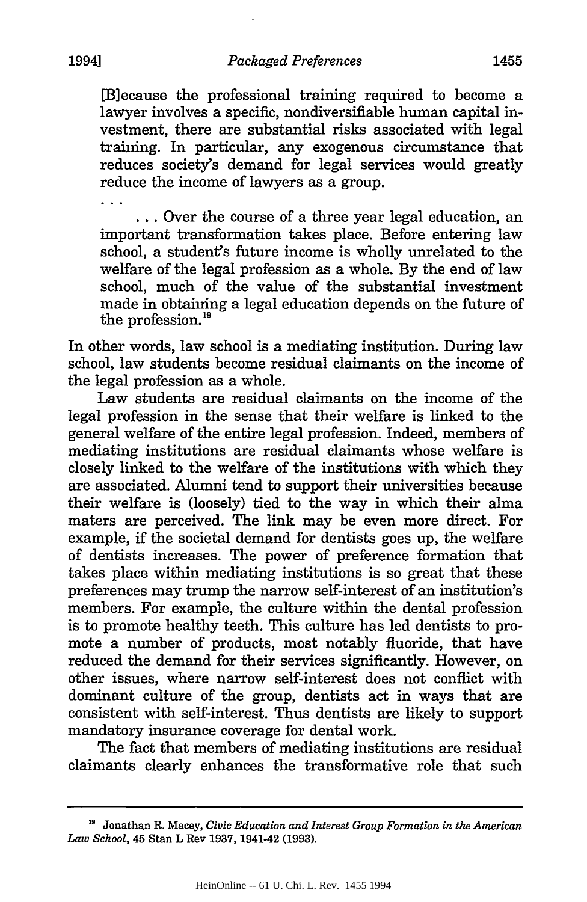> [B]ecause the professional training required to become a lawyer involves a specific, nondiversifiable human capital investment, there are substantial risks associated with legal training. In particular, any exogenous circumstance that reduces society's demand for legal services would greatly reduce the income of lawyers as a group.
>
> . . .
>
> . . . Over the course of a three year legal education, an important transformation takes place. Before entering law school, a student's future income is wholly unrelated to the welfare of the legal profession as a whole. By the end of law school, much of the value of the substantial investment made in obtaining a legal education depends on the future of the profession.[19]

In other words, law school is a mediating institution. During law school, law students become residual claimants on the income of the legal profession as a whole.

Law students are residual claimants on the income of the legal profession in the sense that their welfare is linked to the general welfare of the entire legal profession. Indeed, members of mediating institutions are residual claimants whose welfare is closely linked to the welfare of the institutions with which they are associated. Alumni tend to support their universities because their welfare is (loosely) tied to the way in which their alma maters are perceived. The link may be even more direct. For example, if the societal demand for dentists goes up, the welfare of dentists increases. The power of preference formation that takes place within mediating institutions is so great that these preferences may trump the narrow self-interest of an institution's members. For example, the culture within the dental profession is to promote healthy teeth. This culture has led dentists to promote a number of products, most notably fluoride, that have reduced the demand for their services significantly. However, on other issues, where narrow self-interest does not conflict with dominant culture of the group, dentists act in ways that are consistent with self-interest. Thus dentists are likely to support mandatory insurance coverage for dental work.

The fact that members of mediating institutions are residual claimants clearly enhances the transformative role that such

---

[19] Jonathan R. Macey, *Civic Education and Interest Group Formation in the American Law School*, 45 Stan L Rev 1937, 1941-42 (1993).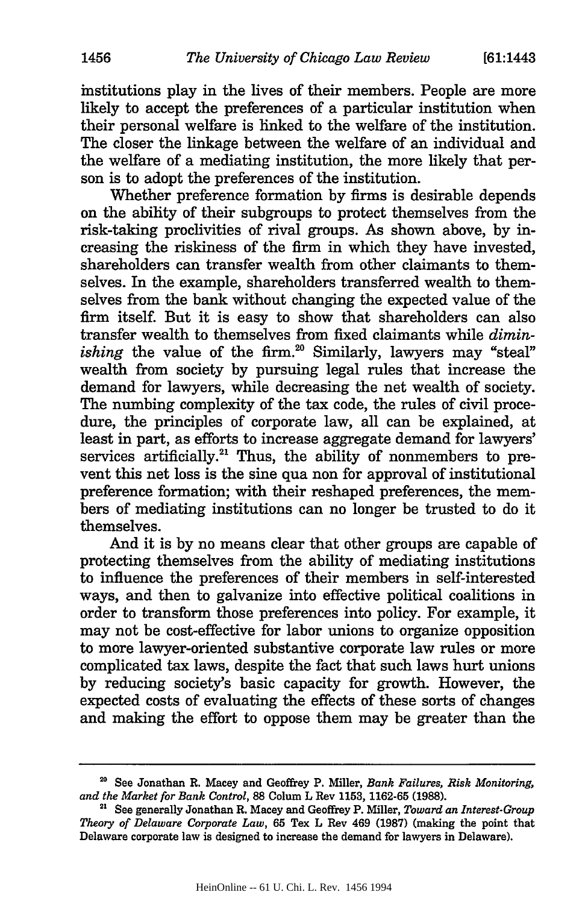institutions play in the lives of their members. People are more likely to accept the preferences of a particular institution when their personal welfare is linked to the welfare of the institution. The closer the linkage between the welfare of an individual and the welfare of a mediating institution, the more likely that person is to adopt the preferences of the institution.

Whether preference formation by firms is desirable depends on the ability of their subgroups to protect themselves from the risk-taking proclivities of rival groups. As shown above, by increasing the riskiness of the firm in which they have invested, shareholders can transfer wealth from other claimants to themselves. In the example, shareholders transferred wealth to themselves from the bank without changing the expected value of the firm itself. But it is easy to show that shareholders can also transfer wealth to themselves from fixed claimants while *diminishing* the value of the firm.[20] Similarly, lawyers may "steal" wealth from society by pursuing legal rules that increase the demand for lawyers, while decreasing the net wealth of society. The numbing complexity of the tax code, the rules of civil procedure, the principles of corporate law, all can be explained, at least in part, as efforts to increase aggregate demand for lawyers' services artificially.[21] Thus, the ability of nonmembers to prevent this net loss is the sine qua non for approval of institutional preference formation; with their reshaped preferences, the members of mediating institutions can no longer be trusted to do it themselves.

And it is by no means clear that other groups are capable of protecting themselves from the ability of mediating institutions to influence the preferences of their members in self-interested ways, and then to galvanize into effective political coalitions in order to transform those preferences into policy. For example, it may not be cost-effective for labor unions to organize opposition to more lawyer-oriented substantive corporate law rules or more complicated tax laws, despite the fact that such laws hurt unions by reducing society's basic capacity for growth. However, the expected costs of evaluating the effects of these sorts of changes and making the effort to oppose them may be greater than the

---

[20] See Jonathan R. Macey and Geoffrey P. Miller, *Bank Failures, Risk Monitoring, and the Market for Bank Control*, 88 Colum L Rev 1153, 1162-65 (1988).

[21] See generally Jonathan R. Macey and Geoffrey P. Miller, *Toward an Interest-Group Theory of Delaware Corporate Law*, 65 Tex L Rev 469 (1987) (making the point that Delaware corporate law is designed to increase the demand for lawyers in Delaware).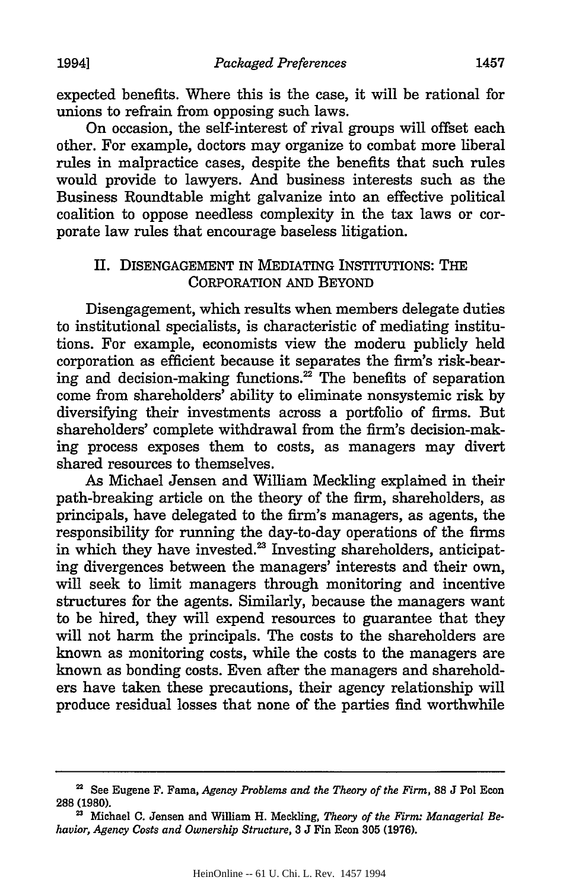expected benefits. Where this is the case, it will be rational for unions to refrain from opposing such laws.

On occasion, the self-interest of rival groups will offset each other. For example, doctors may organize to combat more liberal rules in malpractice cases, despite the benefits that such rules would provide to lawyers. And business interests such as the Business Roundtable might galvanize into an effective political coalition to oppose needless complexity in the tax laws or corporate law rules that encourage baseless litigation.

## II. DISENGAGEMENT IN MEDIATING INSTITUTIONS: THE CORPORATION AND BEYOND

Disengagement, which results when members delegate duties to institutional specialists, is characteristic of mediating institutions. For example, economists view the moderu publicly held corporation as efficient because it separates the firm's risk-bearing and decision-making functions.[22] The benefits of separation come from shareholders' ability to eliminate nonsystemic risk by diversifying their investments across a portfolio of firms. But shareholders' complete withdrawal from the firm's decision-making process exposes them to costs, as managers may divert shared resources to themselves.

As Michael Jensen and William Meckling explained in their path-breaking article on the theory of the firm, shareholders, as principals, have delegated to the firm's managers, as agents, the responsibility for running the day-to-day operations of the firms in which they have invested.[23] Investing shareholders, anticipating divergences between the managers' interests and their own, will seek to limit managers through monitoring and incentive structures for the agents. Similarly, because the managers want to be hired, they will expend resources to guarantee that they will not harm the principals. The costs to the shareholders are known as monitoring costs, while the costs to the managers are known as bonding costs. Even after the managers and shareholders have taken these precautions, their agency relationship will produce residual losses that none of the parties find worthwhile

---

[22] See Eugene F. Fama, *Agency Problems and the Theory of the Firm*, 88 J Pol Econ 288 (1980).

[23] Michael C. Jensen and William H. Meckling, *Theory of the Firm: Managerial Behavior, Agency Costs and Ownership Structure*, 3 J Fin Econ 305 (1976).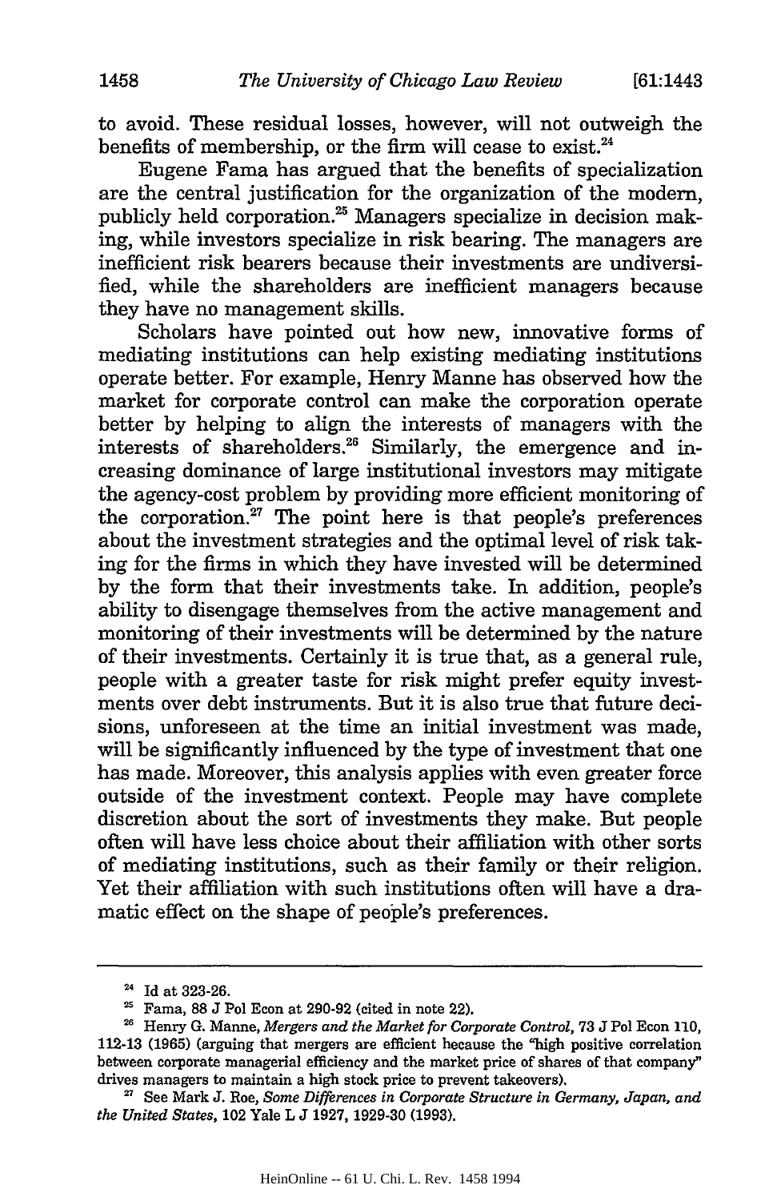to avoid. These residual losses, however, will not outweigh the benefits of membership, or the firm will cease to exist.[24]

Eugene Fama has argued that the benefits of specialization are the central justification for the organization of the modern, publicly held corporation.[25] Managers specialize in decision making, while investors specialize in risk bearing. The managers are inefficient risk bearers because their investments are undiversified, while the shareholders are inefficient managers because they have no management skills.

Scholars have pointed out how new, innovative forms of mediating institutions can help existing mediating institutions operate better. For example, Henry Manne has observed how the market for corporate control can make the corporation operate better by helping to align the interests of managers with the interests of shareholders.[26] Similarly, the emergence and increasing dominance of large institutional investors may mitigate the agency-cost problem by providing more efficient monitoring of the corporation.[27] The point here is that people's preferences about the investment strategies and the optimal level of risk taking for the firms in which they have invested will be determined by the form that their investments take. In addition, people's ability to disengage themselves from the active management and monitoring of their investments will be determined by the nature of their investments. Certainly it is true that, as a general rule, people with a greater taste for risk might prefer equity investments over debt instruments. But it is also true that future decisions, unforeseen at the time an initial investment was made, will be significantly influenced by the type of investment that one has made. Moreover, this analysis applies with even greater force outside of the investment context. People may have complete discretion about the sort of investments they make. But people often will have less choice about their affiliation with other sorts of mediating institutions, such as their family or their religion. Yet their affiliation with such institutions often will have a dramatic effect on the shape of people's preferences.

---

[24] Id at 323-26.

[25] Fama, 88 J Pol Econ at 290-92 (cited in note 22).

[26] Henry G. Manne, *Mergers and the Market for Corporate Control*, 73 J Pol Econ 110, 112-13 (1965) (arguing that mergers are efficient because the "high positive correlation between corporate managerial efficiency and the market price of shares of that company" drives managers to maintain a high stock price to prevent takeovers).

[27] See Mark J. Roe, *Some Differences in Corporate Structure in Germany, Japan, and the United States*, 102 Yale L J 1927, 1929-30 (1993).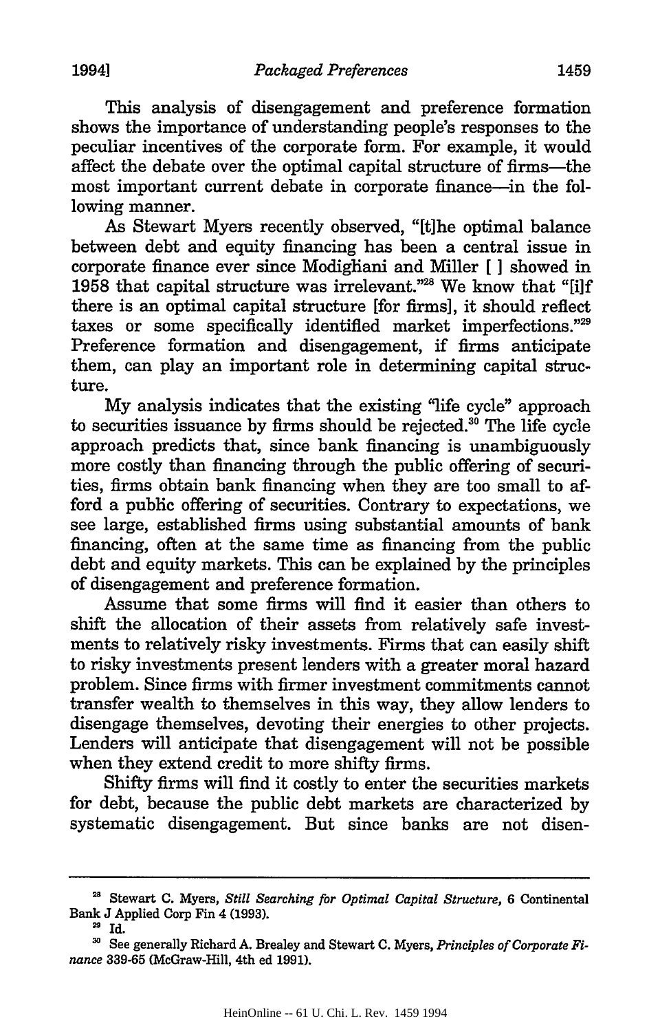This analysis of disengagement and preference formation shows the importance of understanding people's responses to the peculiar incentives of the corporate form. For example, it would affect the debate over the optimal capital structure of firms—the most important current debate in corporate finance—in the following manner.

As Stewart Myers recently observed, "[t]he optimal balance between debt and equity financing has been a central issue in corporate finance ever since Modigliani and Miller [ ] showed in 1958 that capital structure was irrelevant."[28] We know that "[i]f there is an optimal capital structure [for firms], it should reflect taxes or some specifically identified market imperfections."[29] Preference formation and disengagement, if firms anticipate them, can play an important role in determining capital structure.

My analysis indicates that the existing "life cycle" approach to securities issuance by firms should be rejected.[30] The life cycle approach predicts that, since bank financing is unambiguously more costly than financing through the public offering of securities, firms obtain bank financing when they are too small to afford a public offering of securities. Contrary to expectations, we see large, established firms using substantial amounts of bank financing, often at the same time as financing from the public debt and equity markets. This can be explained by the principles of disengagement and preference formation.

Assume that some firms will find it easier than others to shift the allocation of their assets from relatively safe investments to relatively risky investments. Firms that can easily shift to risky investments present lenders with a greater moral hazard problem. Since firms with firmer investment commitments cannot transfer wealth to themselves in this way, they allow lenders to disengage themselves, devoting their energies to other projects. Lenders will anticipate that disengagement will not be possible when they extend credit to more shifty firms.

Shifty firms will find it costly to enter the securities markets for debt, because the public debt markets are characterized by systematic disengagement. But since banks are not disen-

---

[28] Stewart C. Myers, *Still Searching for Optimal Capital Structure*, 6 Continental Bank J Applied Corp Fin 4 (1993).

[29] Id.

[30] See generally Richard A. Brealey and Stewart C. Myers, *Principles of Corporate Finance* 339-65 (McGraw-Hill, 4th ed 1991).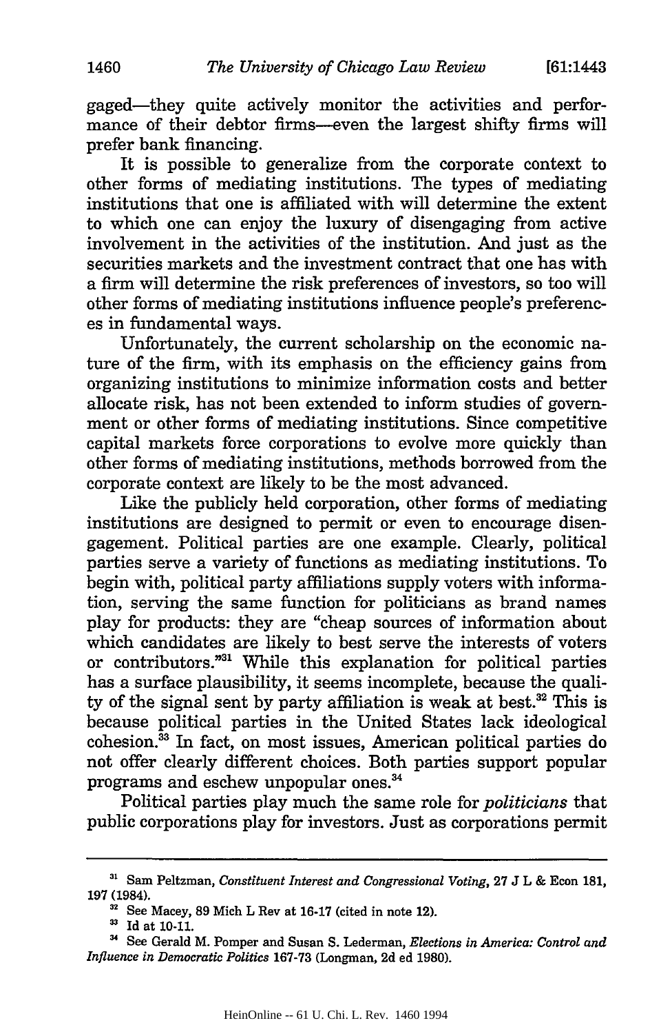gaged—they quite actively monitor the activities and performance of their debtor firms—even the largest shifty firms will prefer bank financing.

It is possible to generalize from the corporate context to other forms of mediating institutions. The types of mediating institutions that one is affiliated with will determine the extent to which one can enjoy the luxury of disengaging from active involvement in the activities of the institution. And just as the securities markets and the investment contract that one has with a firm will determine the risk preferences of investors, so too will other forms of mediating institutions influence people's preferences in fundamental ways.

Unfortunately, the current scholarship on the economic nature of the firm, with its emphasis on the efficiency gains from organizing institutions to minimize information costs and better allocate risk, has not been extended to inform studies of government or other forms of mediating institutions. Since competitive capital markets force corporations to evolve more quickly than other forms of mediating institutions, methods borrowed from the corporate context are likely to be the most advanced.

Like the publicly held corporation, other forms of mediating institutions are designed to permit or even to encourage disengagement. Political parties are one example. Clearly, political parties serve a variety of functions as mediating institutions. To begin with, political party affiliations supply voters with information, serving the same function for politicians as brand names play for products: they are "cheap sources of information about which candidates are likely to best serve the interests of voters or contributors."[31] While this explanation for political parties has a surface plausibility, it seems incomplete, because the quality of the signal sent by party affiliation is weak at best.[32] This is because political parties in the United States lack ideological cohesion.[33] In fact, on most issues, American political parties do not offer clearly different choices. Both parties support popular programs and eschew unpopular ones.[34]

Political parties play much the same role for *politicians* that public corporations play for investors. Just as corporations permit

---

[31] Sam Peltzman, *Constituent Interest and Congressional Voting*, 27 J L & Econ 181, 197 (1984).

[32] See Macey, 89 Mich L Rev at 16-17 (cited in note 12).

[33] Id at 10-11.

[34] See Gerald M. Pomper and Susan S. Lederman, *Elections in America: Control and Influence in Democratic Politics* 167-73 (Longman, 2d ed 1980).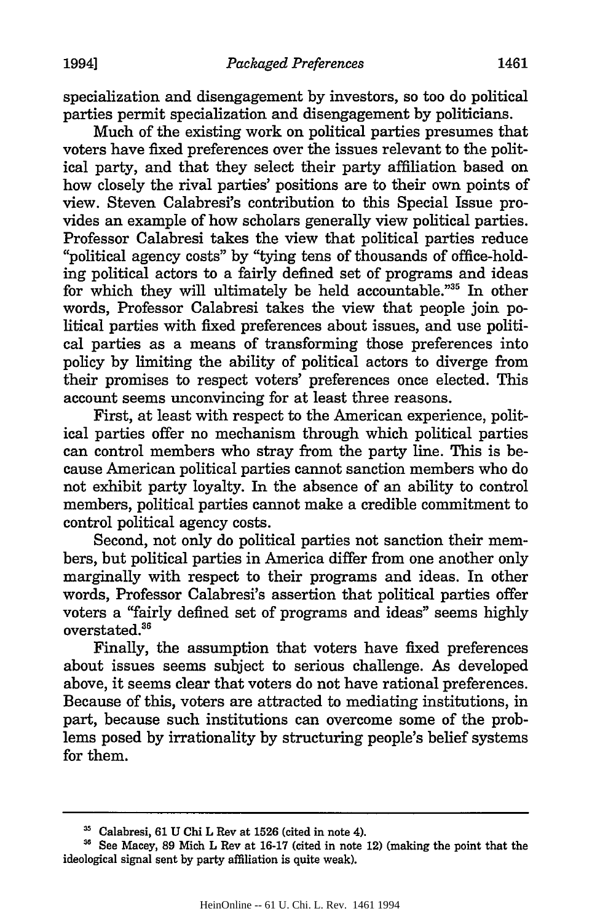specialization and disengagement by investors, so too do political parties permit specialization and disengagement by politicians.

Much of the existing work on political parties presumes that voters have fixed preferences over the issues relevant to the political party, and that they select their party affiliation based on how closely the rival parties' positions are to their own points of view. Steven Calabresi's contribution to this Special Issue provides an example of how scholars generally view political parties. Professor Calabresi takes the view that political parties reduce "political agency costs" by "tying tens of thousands of office-holding political actors to a fairly defined set of programs and ideas for which they will ultimately be held accountable."[35] In other words, Professor Calabresi takes the view that people join political parties with fixed preferences about issues, and use political parties as a means of transforming those preferences into policy by limiting the ability of political actors to diverge from their promises to respect voters' preferences once elected. This account seems unconvincing for at least three reasons.

First, at least with respect to the American experience, political parties offer no mechanism through which political parties can control members who stray from the party line. This is because American political parties cannot sanction members who do not exhibit party loyalty. In the absence of an ability to control members, political parties cannot make a credible commitment to control political agency costs.

Second, not only do political parties not sanction their members, but political parties in America differ from one another only marginally with respect to their programs and ideas. In other words, Professor Calabresi's assertion that political parties offer voters a "fairly defined set of programs and ideas" seems highly overstated.[36]

Finally, the assumption that voters have fixed preferences about issues seems subject to serious challenge. As developed above, it seems clear that voters do not have rational preferences. Because of this, voters are attracted to mediating institutions, in part, because such institutions can overcome some of the problems posed by irrationality by structuring people's belief systems for them.

---

[35] Calabresi, 61 U Chi L Rev at 1526 (cited in note 4).

[36] See Macey, 89 Mich L Rev at 16-17 (cited in note 12) (making the point that the ideological signal sent by party affiliation is quite weak).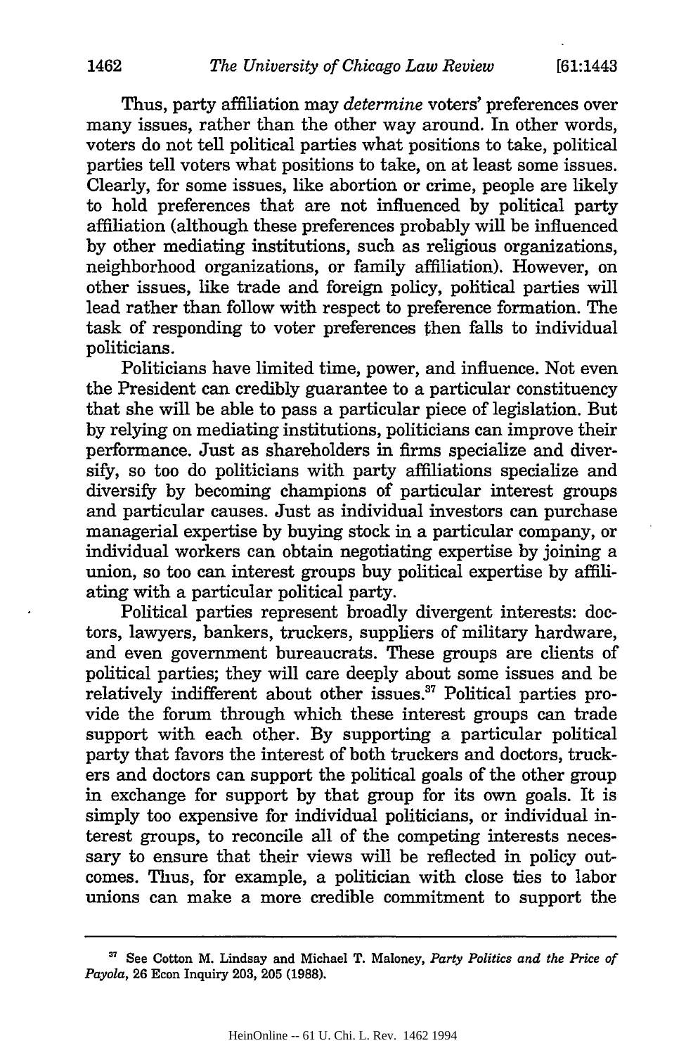Thus, party affiliation may *determine* voters' preferences over many issues, rather than the other way around. In other words, voters do not tell political parties what positions to take, political parties tell voters what positions to take, on at least some issues. Clearly, for some issues, like abortion or crime, people are likely to hold preferences that are not influenced by political party affiliation (although these preferences probably will be influenced by other mediating institutions, such as religious organizations, neighborhood organizations, or family affiliation). However, on other issues, like trade and foreign policy, political parties will lead rather than follow with respect to preference formation. The task of responding to voter preferences then falls to individual politicians.

Politicians have limited time, power, and influence. Not even the President can credibly guarantee to a particular constituency that she will be able to pass a particular piece of legislation. But by relying on mediating institutions, politicians can improve their performance. Just as shareholders in firms specialize and diversify, so too do politicians with party affiliations specialize and diversify by becoming champions of particular interest groups and particular causes. Just as individual investors can purchase managerial expertise by buying stock in a particular company, or individual workers can obtain negotiating expertise by joining a union, so too can interest groups buy political expertise by affiliating with a particular political party.

Political parties represent broadly divergent interests: doctors, lawyers, bankers, truckers, suppliers of military hardware, and even government bureaucrats. These groups are clients of political parties; they will care deeply about some issues and be relatively indifferent about other issues.[37] Political parties provide the forum through which these interest groups can trade support with each other. By supporting a particular political party that favors the interest of both truckers and doctors, truckers and doctors can support the political goals of the other group in exchange for support by that group for its own goals. It is simply too expensive for individual politicians, or individual interest groups, to reconcile all of the competing interests necessary to ensure that their views will be reflected in policy outcomes. Thus, for example, a politician with close ties to labor unions can make a more credible commitment to support the

---

[37] See Cotton M. Lindsay and Michael T. Maloney, *Party Politics and the Price of Payola*, 26 Econ Inquiry 203, 205 (1988).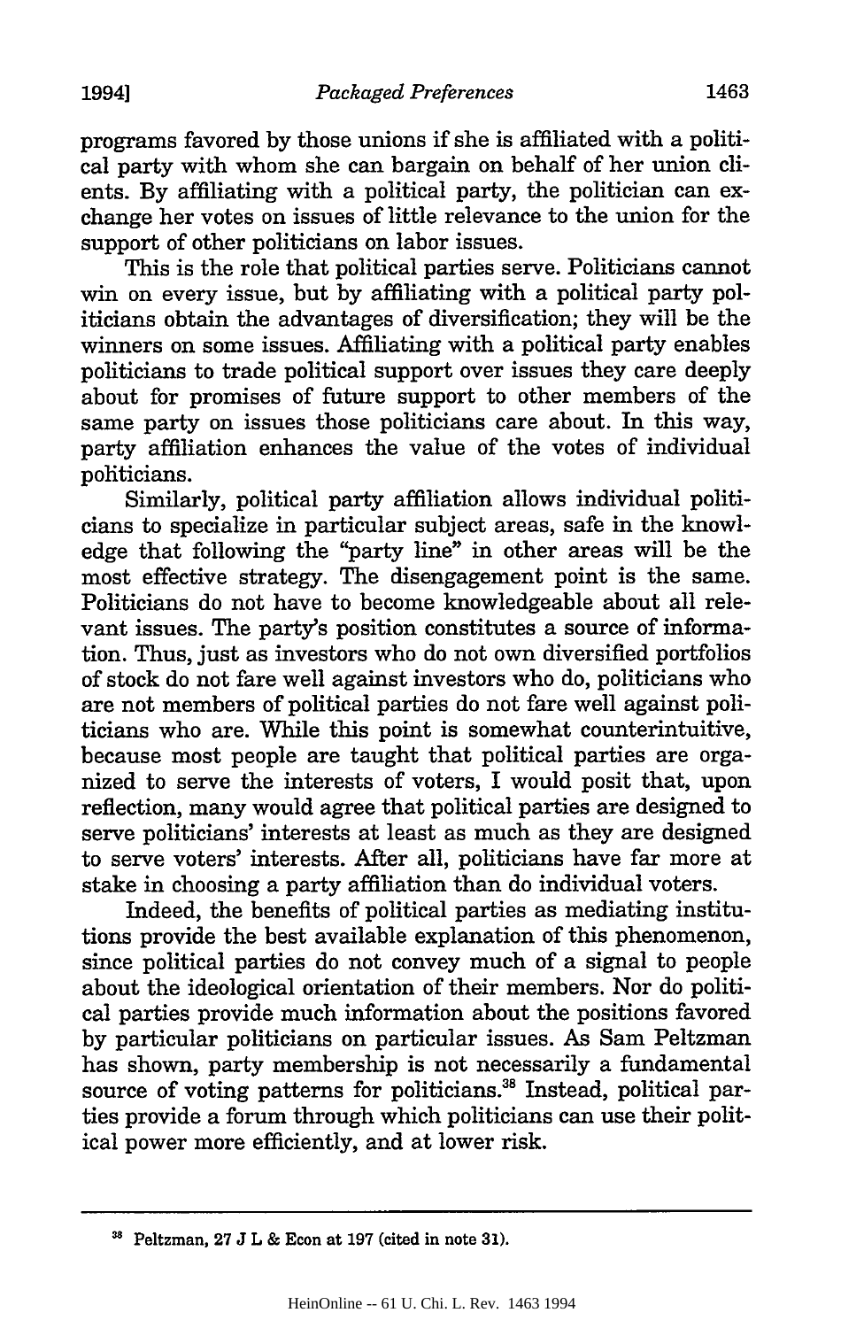programs favored by those unions if she is affiliated with a political party with whom she can bargain on behalf of her union clients. By affiliating with a political party, the politician can exchange her votes on issues of little relevance to the union for the support of other politicians on labor issues.

This is the role that political parties serve. Politicians cannot win on every issue, but by affiliating with a political party politicians obtain the advantages of diversification; they will be the winners on some issues. Affiliating with a political party enables politicians to trade political support over issues they care deeply about for promises of future support to other members of the same party on issues those politicians care about. In this way, party affiliation enhances the value of the votes of individual politicians.

Similarly, political party affiliation allows individual politicians to specialize in particular subject areas, safe in the knowledge that following the "party line" in other areas will be the most effective strategy. The disengagement point is the same. Politicians do not have to become knowledgeable about all relevant issues. The party's position constitutes a source of information. Thus, just as investors who do not own diversified portfolios of stock do not fare well against investors who do, politicians who are not members of political parties do not fare well against politicians who are. While this point is somewhat counterintuitive, because most people are taught that political parties are organized to serve the interests of voters, I would posit that, upon reflection, many would agree that political parties are designed to serve politicians' interests at least as much as they are designed to serve voters' interests. After all, politicians have far more at stake in choosing a party affiliation than do individual voters.

Indeed, the benefits of political parties as mediating institutions provide the best available explanation of this phenomenon, since political parties do not convey much of a signal to people about the ideological orientation of their members. Nor do political parties provide much information about the positions favored by particular politicians on particular issues. As Sam Peltzman has shown, party membership is not necessarily a fundamental source of voting patterns for politicians.[38] Instead, political parties provide a forum through which politicians can use their political power more efficiently, and at lower risk.

---

[38] Peltzman, 27 J L & Econ at 197 (cited in note 31).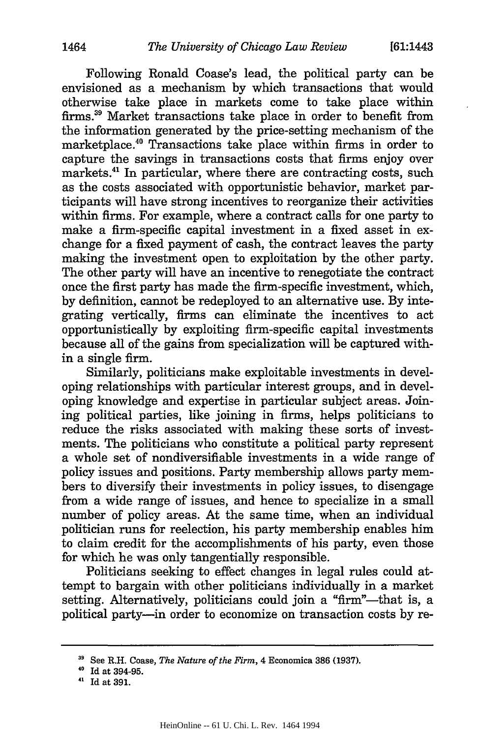Following Ronald Coase's lead, the political party can be envisioned as a mechanism by which transactions that would otherwise take place in markets come to take place within firms.[39] Market transactions take place in order to benefit from the information generated by the price-setting mechanism of the marketplace.[40] Transactions take place within firms in order to capture the savings in transactions costs that firms enjoy over markets.[41] In particular, where there are contracting costs, such as the costs associated with opportunistic behavior, market participants will have strong incentives to reorganize their activities within firms. For example, where a contract calls for one party to make a firm-specific capital investment in a fixed asset in exchange for a fixed payment of cash, the contract leaves the party making the investment open to exploitation by the other party. The other party will have an incentive to renegotiate the contract once the first party has made the firm-specific investment, which, by definition, cannot be redeployed to an alternative use. By integrating vertically, firms can eliminate the incentives to act opportunistically by exploiting firm-specific capital investments because all of the gains from specialization will be captured within a single firm.

Similarly, politicians make exploitable investments in developing relationships with particular interest groups, and in developing knowledge and expertise in particular subject areas. Joining political parties, like joining in firms, helps politicians to reduce the risks associated with making these sorts of investments. The politicians who constitute a political party represent a whole set of nondiversifiable investments in a wide range of policy issues and positions. Party membership allows party members to diversify their investments in policy issues, to disengage from a wide range of issues, and hence to specialize in a small number of policy areas. At the same time, when an individual politician runs for reelection, his party membership enables him to claim credit for the accomplishments of his party, even those for which he was only tangentially responsible.

Politicians seeking to effect changes in legal rules could attempt to bargain with other politicians individually in a market setting. Alternatively, politicians could join a "firm"—that is, a political party—in order to economize on transaction costs by re-

---

[39] See R.H. Coase, *The Nature of the Firm*, 4 Economica 386 (1937).

[40] Id at 394-95.

[41] Id at 391.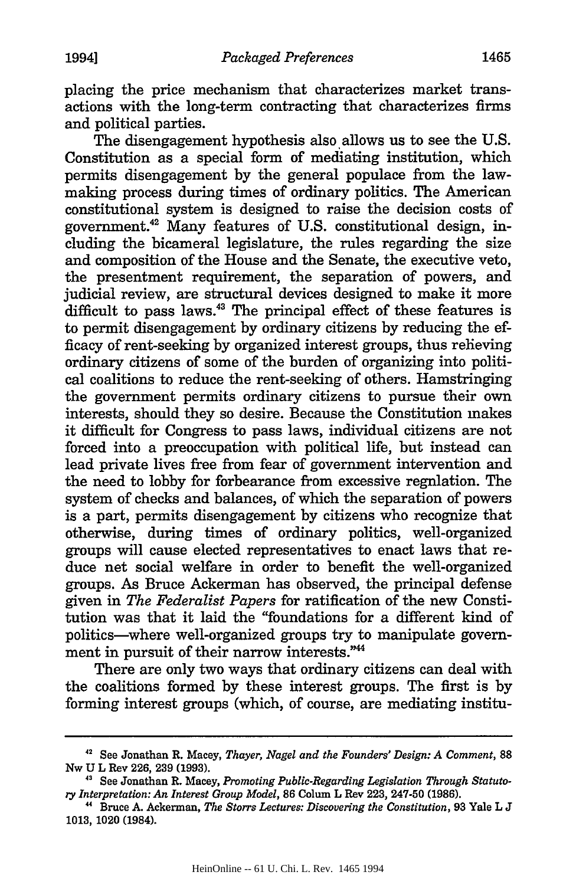placing the price mechanism that characterizes market transactions with the long-term contracting that characterizes firms and political parties.

The disengagement hypothesis also allows us to see the U.S. Constitution as a special form of mediating institution, which permits disengagement by the general populace from the lawmaking process during times of ordinary politics. The American constitutional system is designed to raise the decision costs of government.[42] Many features of U.S. constitutional design, including the bicameral legislature, the rules regarding the size and composition of the House and the Senate, the executive veto, the presentment requirement, the separation of powers, and judicial review, are structural devices designed to make it more difficult to pass laws.[43] The principal effect of these features is to permit disengagement by ordinary citizens by reducing the efficacy of rent-seeking by organized interest groups, thus relieving ordinary citizens of some of the burden of organizing into political coalitions to reduce the rent-seeking of others. Hamstringing the government permits ordinary citizens to pursue their own interests, should they so desire. Because the Constitution makes it difficult for Congress to pass laws, individual citizens are not forced into a preoccupation with political life, but instead can lead private lives free from fear of government intervention and the need to lobby for forbearance from excessive regulation. The system of checks and balances, of which the separation of powers is a part, permits disengagement by citizens who recognize that otherwise, during times of ordinary politics, well-organized groups will cause elected representatives to enact laws that reduce net social welfare in order to benefit the well-organized groups. As Bruce Ackerman has observed, the principal defense given in *The Federalist Papers* for ratification of the new Constitution was that it laid the "foundations for a different kind of politics—where well-organized groups try to manipulate government in pursuit of their narrow interests."[44]

There are only two ways that ordinary citizens can deal with the coalitions formed by these interest groups. The first is by forming interest groups (which, of course, are mediating institu-

---

[42] See Jonathan R. Macey, *Thayer, Nagel and the Founders' Design: A Comment*, 88 Nw U L Rev 226, 239 (1993).

[43] See Jonathan R. Macey, *Promoting Public-Regarding Legislation Through Statutory Interpretation: An Interest Group Model*, 86 Colum L Rev 223, 247-50 (1986).

[44] Bruce A. Ackerman, *The Storrs Lectures: Discovering the Constitution*, 93 Yale L J 1013, 1020 (1984).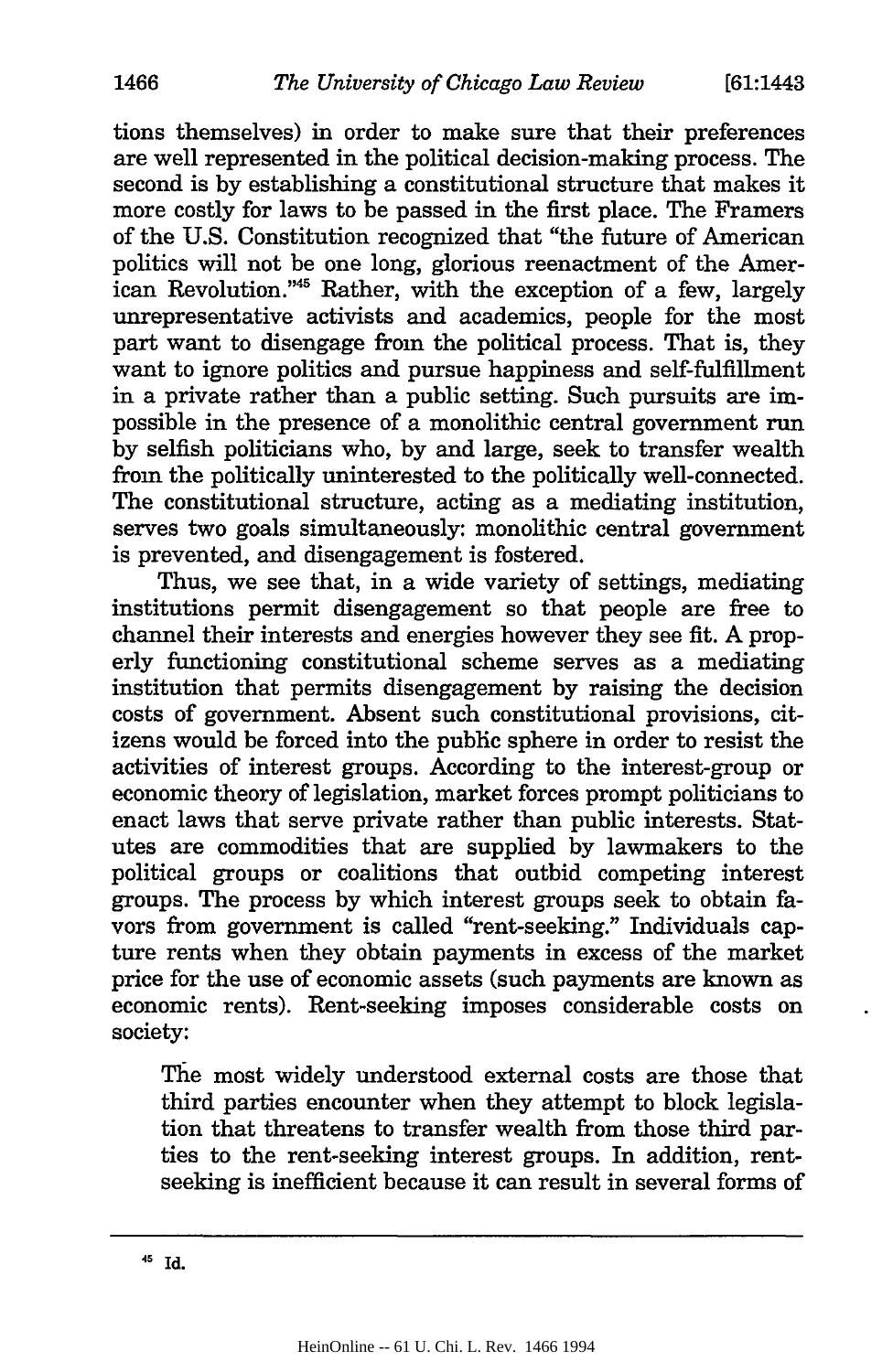tions themselves) in order to make sure that their preferences are well represented in the political decision-making process. The second is by establishing a constitutional structure that makes it more costly for laws to be passed in the first place. The Framers of the U.S. Constitution recognized that "the future of American politics will not be one long, glorious reenactment of the American Revolution."[45] Rather, with the exception of a few, largely unrepresentative activists and academics, people for the most part want to disengage from the political process. That is, they want to ignore politics and pursue happiness and self-fulfillment in a private rather than a public setting. Such pursuits are impossible in the presence of a monolithic central government run by selfish politicians who, by and large, seek to transfer wealth from the politically uninterested to the politically well-connected. The constitutional structure, acting as a mediating institution, serves two goals simultaneously: monolithic central government is prevented, and disengagement is fostered.

Thus, we see that, in a wide variety of settings, mediating institutions permit disengagement so that people are free to channel their interests and energies however they see fit. A properly functioning constitutional scheme serves as a mediating institution that permits disengagement by raising the decision costs of government. Absent such constitutional provisions, citizens would be forced into the public sphere in order to resist the activities of interest groups. According to the interest-group or economic theory of legislation, market forces prompt politicians to enact laws that serve private rather than public interests. Statutes are commodities that are supplied by lawmakers to the political groups or coalitions that outbid competing interest groups. The process by which interest groups seek to obtain favors from government is called "rent-seeking." Individuals capture rents when they obtain payments in excess of the market price for the use of economic assets (such payments are known as economic rents). Rent-seeking imposes considerable costs on society:

> The most widely understood external costs are those that third parties encounter when they attempt to block legislation that threatens to transfer wealth from those third parties to the rent-seeking interest groups. In addition, rent-seeking is inefficient because it can result in several forms of

---

[45] Id.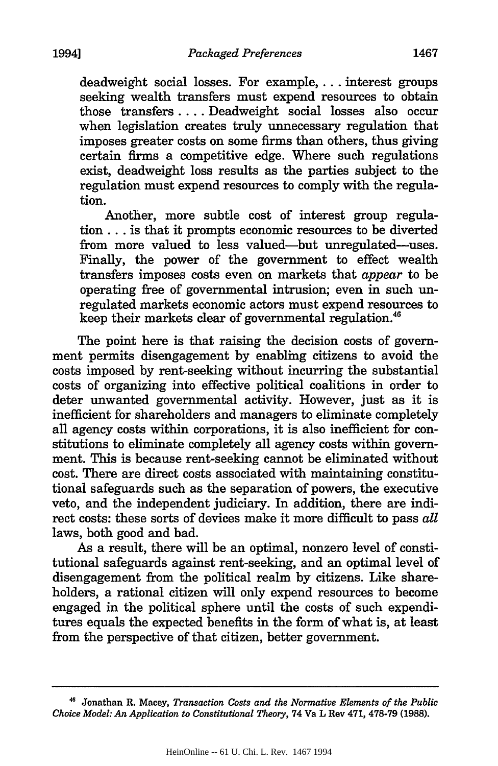> deadweight social losses. For example, . . . interest groups seeking wealth transfers must expend resources to obtain those transfers . . . . Deadweight social losses also occur when legislation creates truly unnecessary regulation that imposes greater costs on some firms than others, thus giving certain firms a competitive edge. Where such regulations exist, deadweight loss results as the parties subject to the regulation must expend resources to comply with the regulation.
>
> Another, more subtle cost of interest group regulation . . . is that it prompts economic resources to be diverted from more valued to less valued—but unregulated—uses. Finally, the power of the government to effect wealth transfers imposes costs even on markets that *appear* to be operating free of governmental intrusion; even in such unregulated markets economic actors must expend resources to keep their markets clear of governmental regulation.[46]

The point here is that raising the decision costs of government permits disengagement by enabling citizens to avoid the costs imposed by rent-seeking without incurring the substantial costs of organizing into effective political coalitions in order to deter unwanted governmental activity. However, just as it is inefficient for shareholders and managers to eliminate completely all agency costs within corporations, it is also inefficient for constitutions to eliminate completely all agency costs within government. This is because rent-seeking cannot be eliminated without cost. There are direct costs associated with maintaining constitutional safeguards such as the separation of powers, the executive veto, and the independent judiciary. In addition, there are indirect costs: these sorts of devices make it more difficult to pass *all* laws, both good and bad.

As a result, there will be an optimal, nonzero level of constitutional safeguards against rent-seeking, and an optimal level of disengagement from the political realm by citizens. Like shareholders, a rational citizen will only expend resources to become engaged in the political sphere until the costs of such expenditures equals the expected benefits in the form of what is, at least from the perspective of that citizen, better government.

---

[46] Jonathan R. Macey, *Transaction Costs and the Normative Elements of the Public Choice Model: An Application to Constitutional Theory*, 74 Va L Rev 471, 478-79 (1988).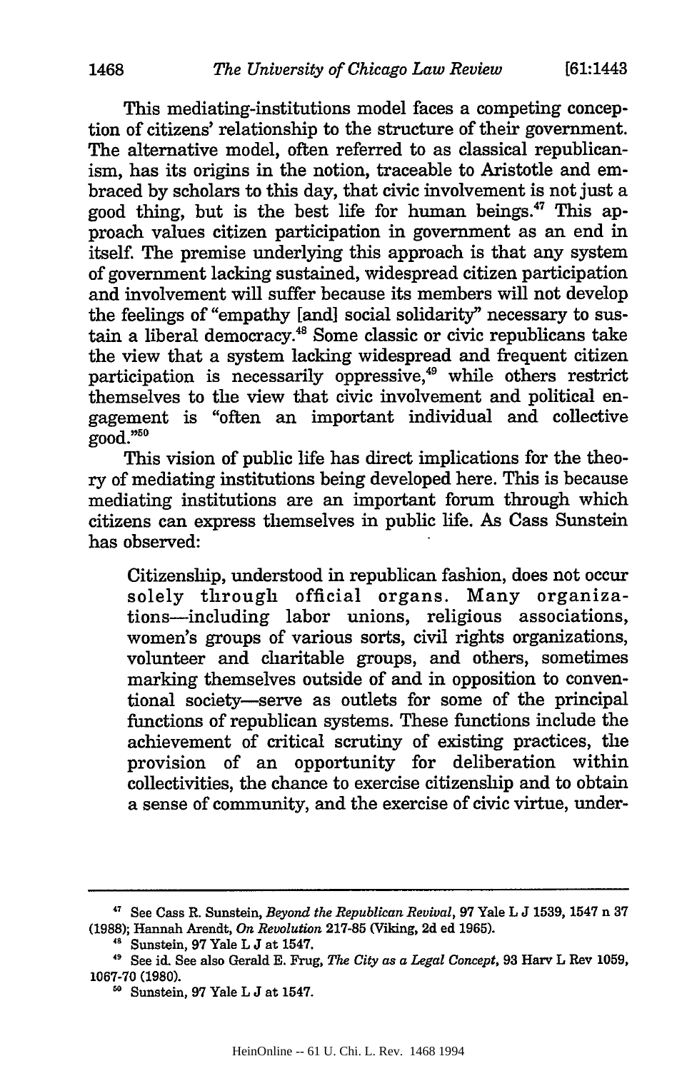This mediating-institutions model faces a competing conception of citizens' relationship to the structure of their government. The alternative model, often referred to as classical republicanism, has its origins in the notion, traceable to Aristotle and embraced by scholars to this day, that civic involvement is not just a good thing, but is the best life for human beings.[47] This approach values citizen participation in government as an end in itself. The premise underlying this approach is that any system of government lacking sustained, widespread citizen participation and involvement will suffer because its members will not develop the feelings of "empathy [and] social solidarity" necessary to sustain a liberal democracy.[48] Some classic or civic republicans take the view that a system lacking widespread and frequent citizen participation is necessarily oppressive,[49] while others restrict themselves to the view that civic involvement and political engagement is "often an important individual and collective good."[50]

This vision of public life has direct implications for the theory of mediating institutions being developed here. This is because mediating institutions are an important forum through which citizens can express themselves in public life. As Cass Sunstein has observed:

> Citizenship, understood in republican fashion, does not occur solely through official organs. Many organizations—including labor unions, religious associations, women's groups of various sorts, civil rights organizations, volunteer and charitable groups, and others, sometimes marking themselves outside of and in opposition to conventional society—serve as outlets for some of the principal functions of republican systems. These functions include the achievement of critical scrutiny of existing practices, the provision of an opportunity for deliberation within collectivities, the chance to exercise citizenship and to obtain a sense of community, and the exercise of civic virtue, under-

---

[47] See Cass R. Sunstein, *Beyond the Republican Revival*, 97 Yale L J 1539, 1547 n 37 (1988); Hannah Arendt, *On Revolution* 217-85 (Viking, 2d ed 1965).

[48] Sunstein, 97 Yale L J at 1547.

[49] See id. See also Gerald E. Frug, *The City as a Legal Concept*, 93 Harv L Rev 1059, 1067-70 (1980).

[50] Sunstein, 97 Yale L J at 1547.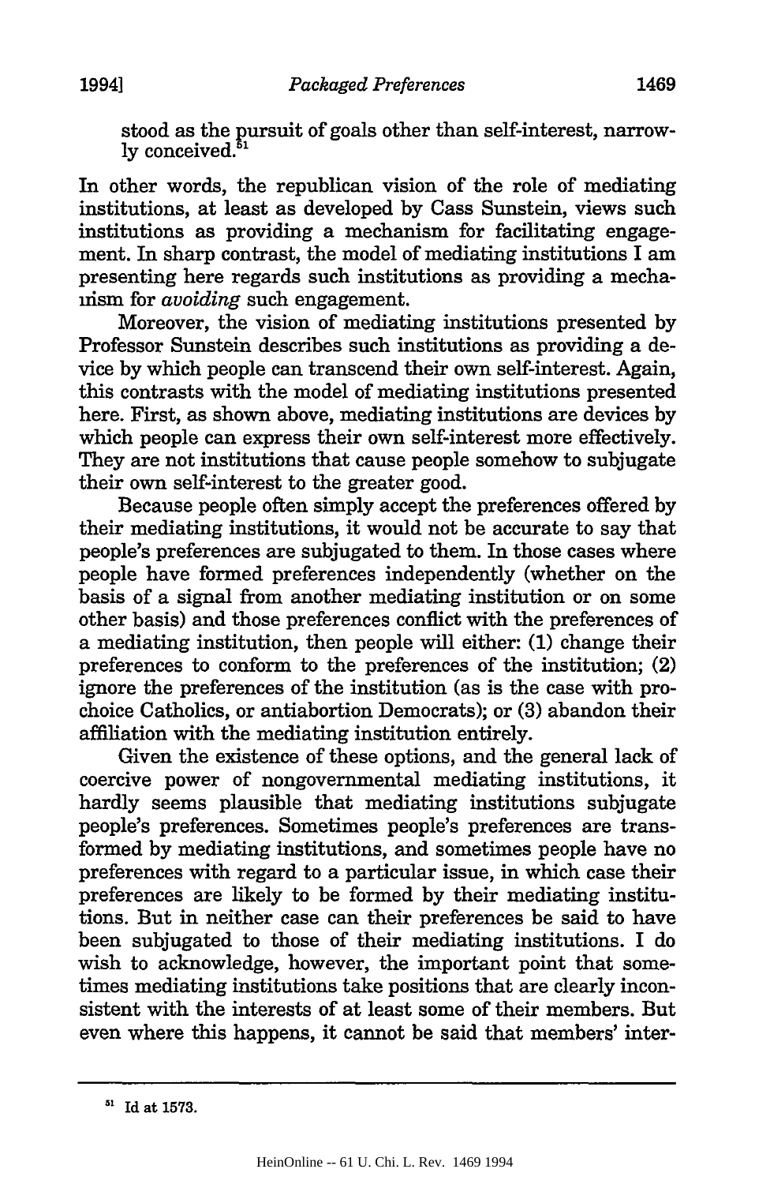stood as the pursuit of goals other than self-interest, narrowly conceived.[51]

In other words, the republican vision of the role of mediating institutions, at least as developed by Cass Sunstein, views such institutions as providing a mechanism for facilitating engagement. In sharp contrast, the model of mediating institutions I am presenting here regards such institutions as providing a mechanism for *avoiding* such engagement.

Moreover, the vision of mediating institutions presented by Professor Sunstein describes such institutions as providing a device by which people can transcend their own self-interest. Again, this contrasts with the model of mediating institutions presented here. First, as shown above, mediating institutions are devices by which people can express their own self-interest more effectively. They are not institutions that cause people somehow to subjugate their own self-interest to the greater good.

Because people often simply accept the preferences offered by their mediating institutions, it would not be accurate to say that people's preferences are subjugated to them. In those cases where people have formed preferences independently (whether on the basis of a signal from another mediating institution or on some other basis) and those preferences conflict with the preferences of a mediating institution, then people will either: (1) change their preferences to conform to the preferences of the institution; (2) ignore the preferences of the institution (as is the case with pro-choice Catholics, or antiabortion Democrats); or (3) abandon their affiliation with the mediating institution entirely.

Given the existence of these options, and the general lack of coercive power of nongovernmental mediating institutions, it hardly seems plausible that mediating institutions subjugate people's preferences. Sometimes people's preferences are transformed by mediating institutions, and sometimes people have no preferences with regard to a particular issue, in which case their preferences are likely to be formed by their mediating institutions. But in neither case can their preferences be said to have been subjugated to those of their mediating institutions. I do wish to acknowledge, however, the important point that sometimes mediating institutions take positions that are clearly inconsistent with the interests of at least some of their members. But even where this happens, it cannot be said that members' inter-

---

[51] Id at 1573.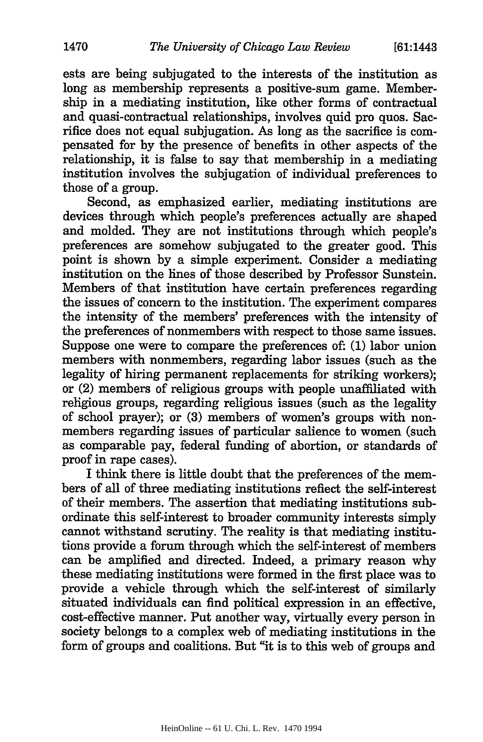ests are being subjugated to the interests of the institution as long as membership represents a positive-sum game. Membership in a mediating institution, like other forms of contractual and quasi-contractual relationships, involves quid pro quos. Sacrifice does not equal subjugation. As long as the sacrifice is compensated for by the presence of benefits in other aspects of the relationship, it is false to say that membership in a mediating institution involves the subjugation of individual preferences to those of a group.

Second, as emphasized earlier, mediating institutions are devices through which people's preferences actually are shaped and molded. They are not institutions through which people's preferences are somehow subjugated to the greater good. This point is shown by a simple experiment. Consider a mediating institution on the lines of those described by Professor Sunstein. Members of that institution have certain preferences regarding the issues of concern to the institution. The experiment compares the intensity of the members' preferences with the intensity of the preferences of nonmembers with respect to those same issues. Suppose one were to compare the preferences of: (1) labor union members with nonmembers, regarding labor issues (such as the legality of hiring permanent replacements for striking workers); or (2) members of religious groups with people unaffiliated with religious groups, regarding religious issues (such as the legality of school prayer); or (3) members of women's groups with nonmembers regarding issues of particular salience to women (such as comparable pay, federal funding of abortion, or standards of proof in rape cases).

I think there is little doubt that the preferences of the members of all of three mediating institutions reflect the self-interest of their members. The assertion that mediating institutions subordinate this self-interest to broader community interests simply cannot withstand scrutiny. The reality is that mediating institutions provide a forum through which the self-interest of members can be amplified and directed. Indeed, a primary reason why these mediating institutions were formed in the first place was to provide a vehicle through which the self-interest of similarly situated individuals can find political expression in an effective, cost-effective manner. Put another way, virtually every person in society belongs to a complex web of mediating institutions in the form of groups and coalitions. But "it is to this web of groups and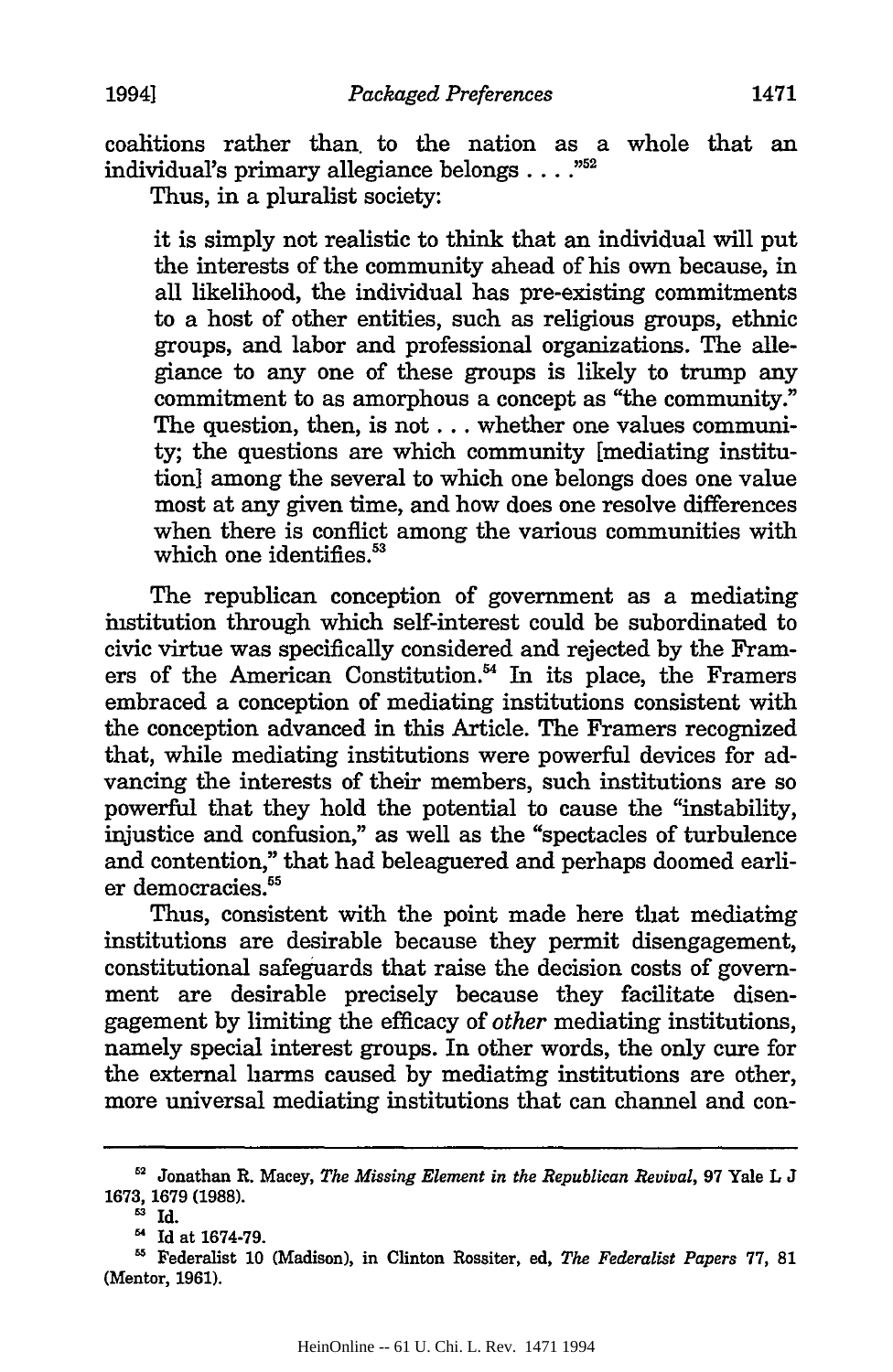coalitions rather than to the nation as a whole that an individual's primary allegiance belongs . . . ."[52]

Thus, in a pluralist society:

> it is simply not realistic to think that an individual will put the interests of the community ahead of his own because, in all likelihood, the individual has pre-existing commitments to a host of other entities, such as religious groups, ethnic groups, and labor and professional organizations. The allegiance to any one of these groups is likely to trump any commitment to as amorphous a concept as "the community." The question, then, is not . . . whether one values community; the questions are which community [mediating institution] among the several to which one belongs does one value most at any given time, and how does one resolve differences when there is conflict among the various communities with which one identifies.[53]

The republican conception of government as a mediating institution through which self-interest could be subordinated to civic virtue was specifically considered and rejected by the Framers of the American Constitution.[54] In its place, the Framers embraced a conception of mediating institutions consistent with the conception advanced in this Article. The Framers recognized that, while mediating institutions were powerful devices for advancing the interests of their members, such institutions are so powerful that they hold the potential to cause the "instability, injustice and confusion," as well as the "spectacles of turbulence and contention," that had beleaguered and perhaps doomed earlier democracies.[55]

Thus, consistent with the point made here that mediating institutions are desirable because they permit disengagement, constitutional safeguards that raise the decision costs of government are desirable precisely because they facilitate disengagement by limiting the efficacy of *other* mediating institutions, namely special interest groups. In other words, the only cure for the external harms caused by mediating institutions are other, more universal mediating institutions that can channel and con-

---

[52] Jonathan R. Macey, *The Missing Element in the Republican Revival*, 97 Yale L J 1673, 1679 (1988).

[53] Id.

[54] Id at 1674-79.

[55] Federalist 10 (Madison), in Clinton Rossiter, ed, *The Federalist Papers* 77, 81 (Mentor, 1961).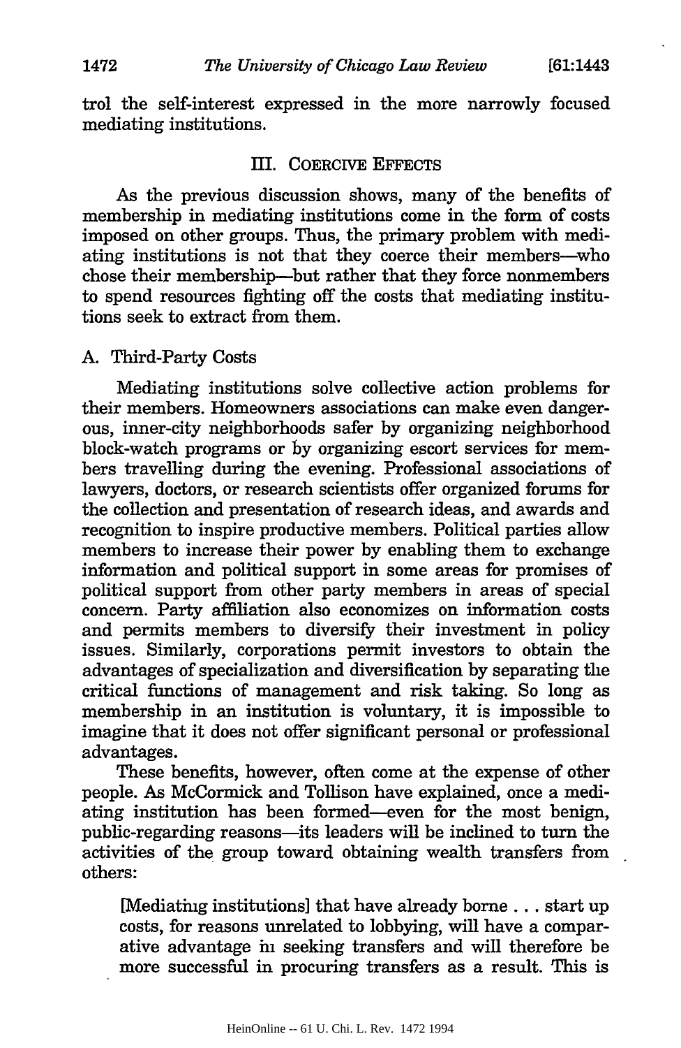trol the self-interest expressed in the more narrowly focused mediating institutions.

## III. Coercive Effects

As the previous discussion shows, many of the benefits of membership in mediating institutions come in the form of costs imposed on other groups. Thus, the primary problem with mediating institutions is not that they coerce their members—who chose their membership—but rather that they force nonmembers to spend resources fighting off the costs that mediating institutions seek to extract from them.

### A. Third-Party Costs

Mediating institutions solve collective action problems for their members. Homeowners associations can make even dangerous, inner-city neighborhoods safer by organizing neighborhood block-watch programs or by organizing escort services for members travelling during the evening. Professional associations of lawyers, doctors, or research scientists offer organized forums for the collection and presentation of research ideas, and awards and recognition to inspire productive members. Political parties allow members to increase their power by enabling them to exchange information and political support in some areas for promises of political support from other party members in areas of special concern. Party affiliation also economizes on information costs and permits members to diversify their investment in policy issues. Similarly, corporations permit investors to obtain the advantages of specialization and diversification by separating the critical functions of management and risk taking. So long as membership in an institution is voluntary, it is impossible to imagine that it does not offer significant personal or professional advantages.

These benefits, however, often come at the expense of other people. As McCormick and Tollison have explained, once a mediating institution has been formed—even for the most benign, public-regarding reasons—its leaders will be inclined to turn the activities of the group toward obtaining wealth transfers from others:

> [Mediating institutions] that have already borne . . . start up costs, for reasons unrelated to lobbying, will have a comparative advantage in seeking transfers and will therefore be more successful in procuring transfers as a result. This is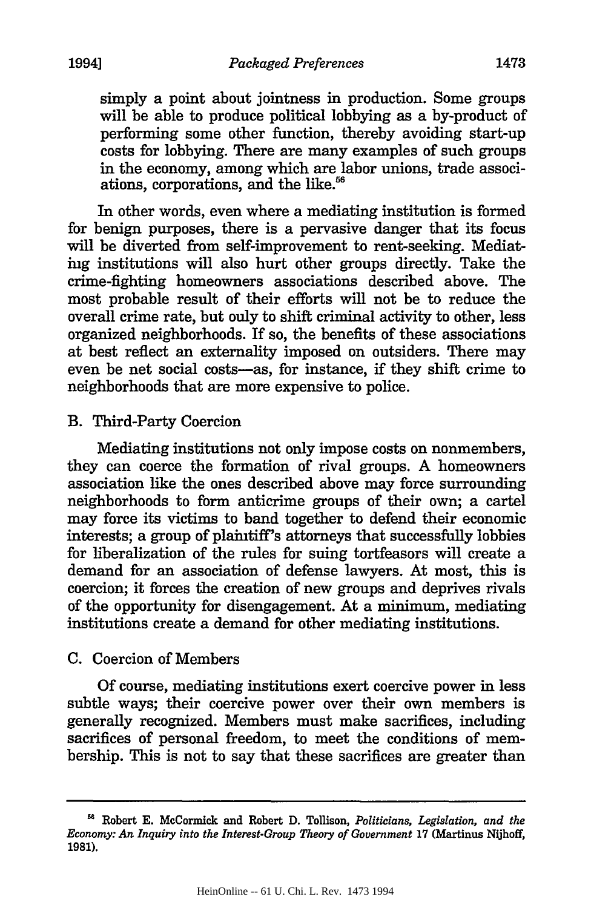simply a point about jointness in production. Some groups will be able to produce political lobbying as a by-product of performing some other function, thereby avoiding start-up costs for lobbying. There are many examples of such groups in the economy, among which are labor unions, trade associations, corporations, and the like.[56]

In other words, even where a mediating institution is formed for benign purposes, there is a pervasive danger that its focus will be diverted from self-improvement to rent-seeking. Mediating institutions will also hurt other groups directly. Take the crime-fighting homeowners associations described above. The most probable result of their efforts will not be to reduce the overall crime rate, but only to shift criminal activity to other, less organized neighborhoods. If so, the benefits of these associations at best reflect an externality imposed on outsiders. There may even be net social costs—as, for instance, if they shift crime to neighborhoods that are more expensive to police.

### B. Third-Party Coercion

Mediating institutions not only impose costs on nonmembers, they can coerce the formation of rival groups. A homeowners association like the ones described above may force surrounding neighborhoods to form anticrime groups of their own; a cartel may force its victims to band together to defend their economic interests; a group of plaintiff's attorneys that successfully lobbies for liberalization of the rules for suing tortfeasors will create a demand for an association of defense lawyers. At most, this is coercion; it forces the creation of new groups and deprives rivals of the opportunity for disengagement. At a minimum, mediating institutions create a demand for other mediating institutions.

### C. Coercion of Members

Of course, mediating institutions exert coercive power in less subtle ways; their coercive power over their own members is generally recognized. Members must make sacrifices, including sacrifices of personal freedom, to meet the conditions of membership. This is not to say that these sacrifices are greater than

---

[56] Robert E. McCormick and Robert D. Tollison, *Politicians, Legislation, and the Economy: An Inquiry into the Interest-Group Theory of Government* 17 (Martinus Nijhoff, 1981).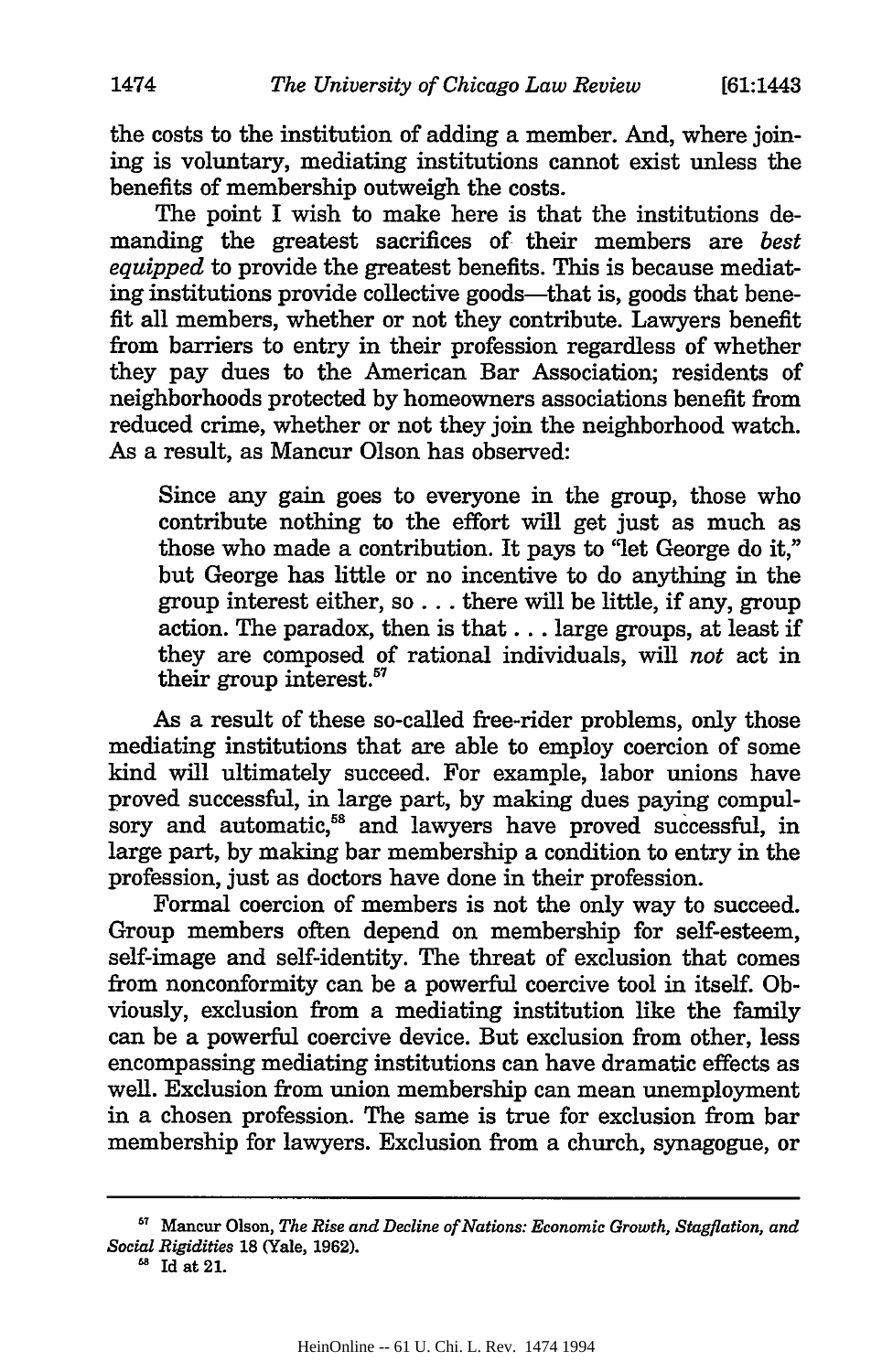the costs to the institution of adding a member. And, where joining is voluntary, mediating institutions cannot exist unless the benefits of membership outweigh the costs.

The point I wish to make here is that the institutions demanding the greatest sacrifices of their members are *best equipped* to provide the greatest benefits. This is because mediating institutions provide collective goods—that is, goods that benefit all members, whether or not they contribute. Lawyers benefit from barriers to entry in their profession regardless of whether they pay dues to the American Bar Association; residents of neighborhoods protected by homeowners associations benefit from reduced crime, whether or not they join the neighborhood watch. As a result, as Mancur Olson has observed:

> Since any gain goes to everyone in the group, those who contribute nothing to the effort will get just as much as those who made a contribution. It pays to "let George do it," but George has little or no incentive to do anything in the group interest either, so . . . there will be little, if any, group action. The paradox, then is that . . . large groups, at least if they are composed of rational individuals, will *not* act in their group interest.[57]

As a result of these so-called free-rider problems, only those mediating institutions that are able to employ coercion of some kind will ultimately succeed. For example, labor unions have proved successful, in large part, by making dues paying compulsory and automatic,[58] and lawyers have proved successful, in large part, by making bar membership a condition to entry in the profession, just as doctors have done in their profession.

Formal coercion of members is not the only way to succeed. Group members often depend on membership for self-esteem, self-image and self-identity. The threat of exclusion that comes from nonconformity can be a powerful coercive tool in itself. Obviously, exclusion from a mediating institution like the family can be a powerful coercive device. But exclusion from other, less encompassing mediating institutions can have dramatic effects as well. Exclusion from union membership can mean unemployment in a chosen profession. The same is true for exclusion from bar membership for lawyers. Exclusion from a church, synagogue, or

---

[57] Mancur Olson, *The Rise and Decline of Nations: Economic Growth, Stagflation, and Social Rigidities* 18 (Yale, 1962).

[58] Id at 21.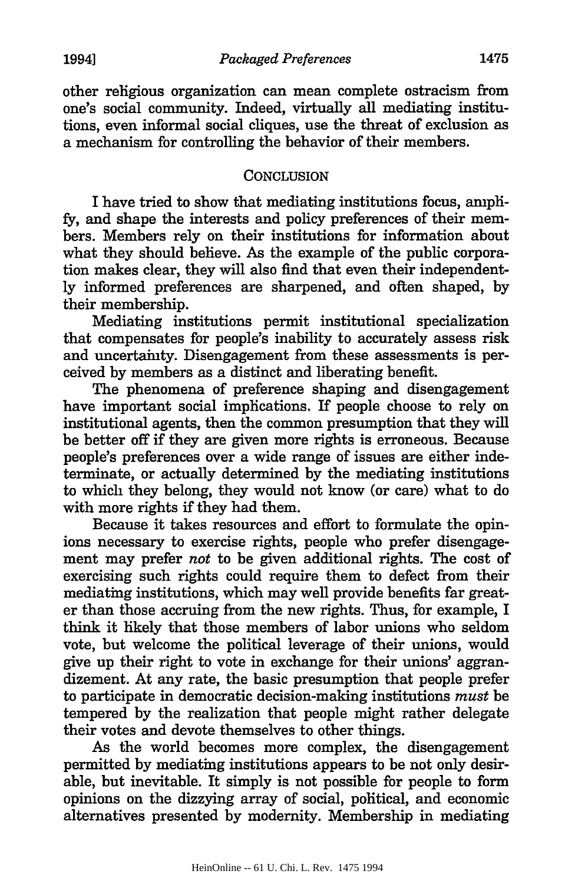other religious organization can mean complete ostracism from one's social community. Indeed, virtually all mediating institutions, even informal social cliques, use the threat of exclusion as a mechanism for controlling the behavior of their members.

## CONCLUSION

I have tried to show that mediating institutions focus, amplify, and shape the interests and policy preferences of their members. Members rely on their institutions for information about what they should believe. As the example of the public corporation makes clear, they will also find that even their independently informed preferences are sharpened, and often shaped, by their membership.

Mediating institutions permit institutional specialization that compensates for people's inability to accurately assess risk and uncertainty. Disengagement from these assessments is perceived by members as a distinct and liberating benefit.

The phenomena of preference shaping and disengagement have important social implications. If people choose to rely on institutional agents, then the common presumption that they will be better off if they are given more rights is erroneous. Because people's preferences over a wide range of issues are either indeterminate, or actually determined by the mediating institutions to which they belong, they would not know (or care) what to do with more rights if they had them.

Because it takes resources and effort to formulate the opinions necessary to exercise rights, people who prefer disengagement may prefer *not* to be given additional rights. The cost of exercising such rights could require them to defect from their mediating institutions, which may well provide benefits far greater than those accruing from the new rights. Thus, for example, I think it likely that those members of labor unions who seldom vote, but welcome the political leverage of their unions, would give up their right to vote in exchange for their unions' aggrandizement. At any rate, the basic presumption that people prefer to participate in democratic decision-making institutions *must* be tempered by the realization that people might rather delegate their votes and devote themselves to other things.

As the world becomes more complex, the disengagement permitted by mediating institutions appears to be not only desirable, but inevitable. It simply is not possible for people to form opinions on the dizzying array of social, political, and economic alternatives presented by modernity. Membership in mediating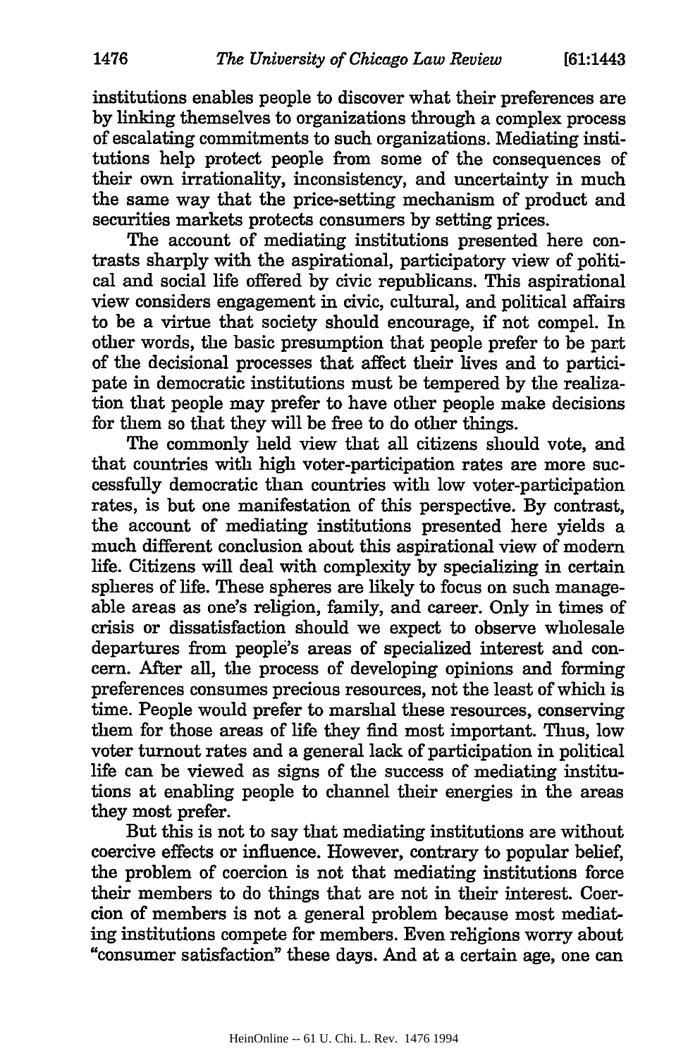institutions enables people to discover what their preferences are by linking themselves to organizations through a complex process of escalating commitments to such organizations. Mediating institutions help protect people from some of the consequences of their own irrationality, inconsistency, and uncertainty in much the same way that the price-setting mechanism of product and securities markets protects consumers by setting prices.

The account of mediating institutions presented here contrasts sharply with the aspirational, participatory view of political and social life offered by civic republicans. This aspirational view considers engagement in civic, cultural, and political affairs to be a virtue that society should encourage, if not compel. In other words, the basic presumption that people prefer to be part of the decisional processes that affect their lives and to participate in democratic institutions must be tempered by the realization that people may prefer to have other people make decisions for them so that they will be free to do other things.

The commonly held view that all citizens should vote, and that countries with high voter-participation rates are more successfully democratic than countries with low voter-participation rates, is but one manifestation of this perspective. By contrast, the account of mediating institutions presented here yields a much different conclusion about this aspirational view of modern life. Citizens will deal with complexity by specializing in certain spheres of life. These spheres are likely to focus on such manageable areas as one's religion, family, and career. Only in times of crisis or dissatisfaction should we expect to observe wholesale departures from people's areas of specialized interest and concern. After all, the process of developing opinions and forming preferences consumes precious resources, not the least of which is time. People would prefer to marshal these resources, conserving them for those areas of life they find most important. Thus, low voter turnout rates and a general lack of participation in political life can be viewed as signs of the success of mediating institutions at enabling people to channel their energies in the areas they most prefer.

But this is not to say that mediating institutions are without coercive effects or influence. However, contrary to popular belief, the problem of coercion is not that mediating institutions force their members to do things that are not in their interest. Coercion of members is not a general problem because most mediating institutions compete for members. Even religions worry about "consumer satisfaction" these days. And at a certain age, one can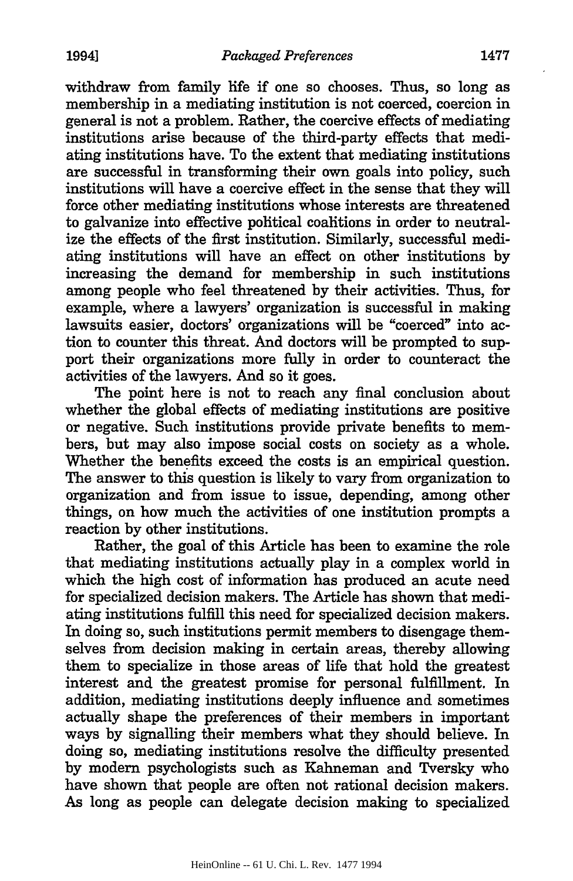withdraw from family life if one so chooses. Thus, so long as membership in a mediating institution is not coerced, coercion in general is not a problem. Rather, the coercive effects of mediating institutions arise because of the third-party effects that mediating institutions have. To the extent that mediating institutions are successful in transforming their own goals into policy, such institutions will have a coercive effect in the sense that they will force other mediating institutions whose interests are threatened to galvanize into effective political coalitions in order to neutralize the effects of the first institution. Similarly, successful mediating institutions will have an effect on other institutions by increasing the demand for membership in such institutions among people who feel threatened by their activities. Thus, for example, where a lawyers' organization is successful in making lawsuits easier, doctors' organizations will be "coerced" into action to counter this threat. And doctors will be prompted to support their organizations more fully in order to counteract the activities of the lawyers. And so it goes.

The point here is not to reach any final conclusion about whether the global effects of mediating institutions are positive or negative. Such institutions provide private benefits to members, but may also impose social costs on society as a whole. Whether the benefits exceed the costs is an empirical question. The answer to this question is likely to vary from organization to organization and from issue to issue, depending, among other things, on how much the activities of one institution prompts a reaction by other institutions.

Rather, the goal of this Article has been to examine the role that mediating institutions actually play in a complex world in which the high cost of information has produced an acute need for specialized decision makers. The Article has shown that mediating institutions fulfill this need for specialized decision makers. In doing so, such institutions permit members to disengage themselves from decision making in certain areas, thereby allowing them to specialize in those areas of life that hold the greatest interest and the greatest promise for personal fulfillment. In addition, mediating institutions deeply influence and sometimes actually shape the preferences of their members in important ways by signalling their members what they should believe. In doing so, mediating institutions resolve the difficulty presented by modern psychologists such as Kahneman and Tversky who have shown that people are often not rational decision makers. As long as people can delegate decision making to specialized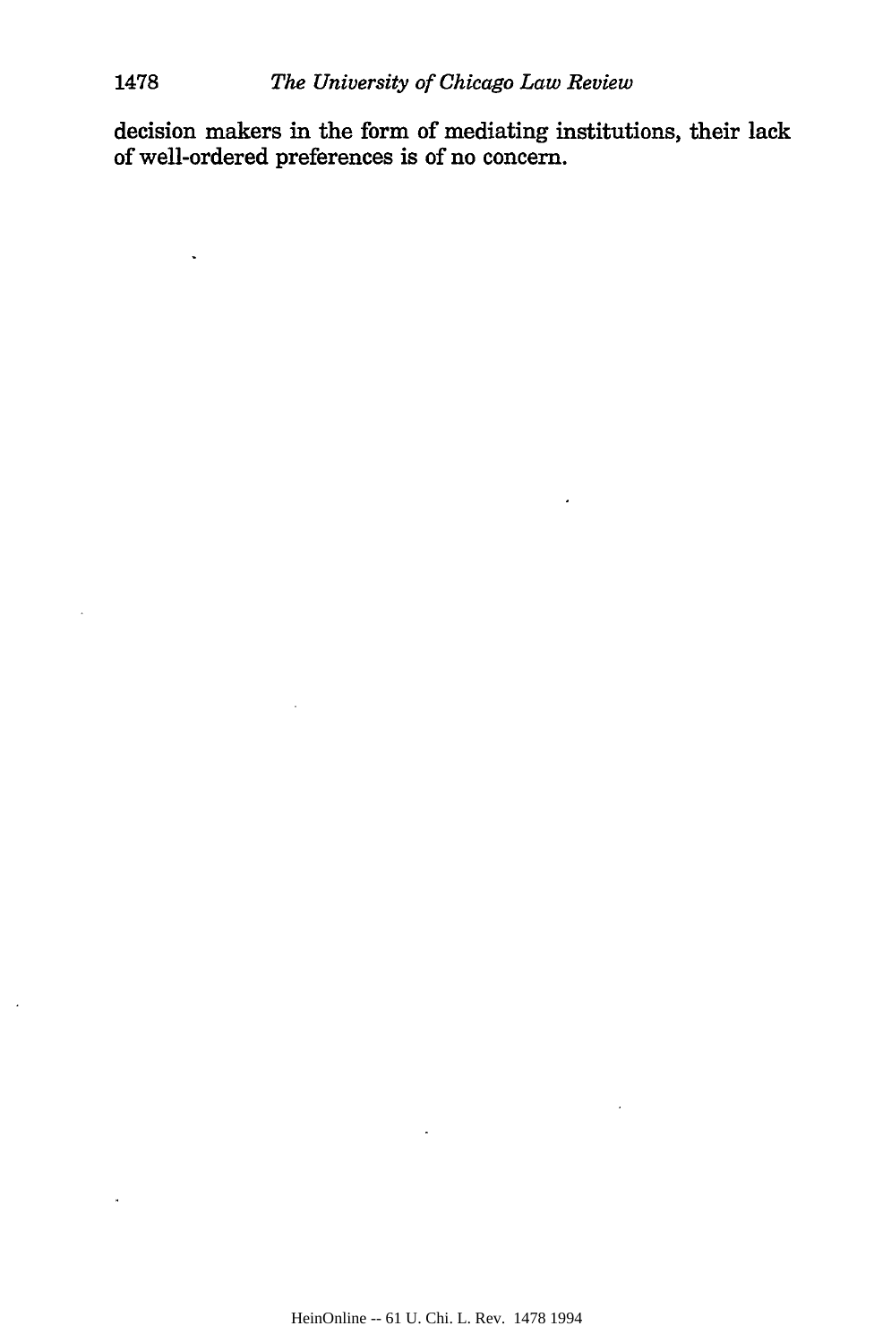decision makers in the form of mediating institutions, their lack of well-ordered preferences is of no concern.